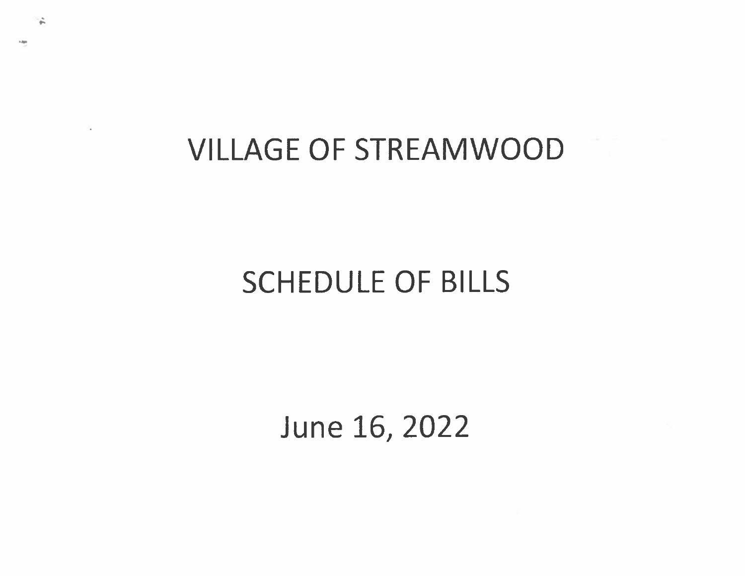# VILLAGE OF STREAMWOOD

# SCHEDULE OF BILLS

# June 16, 2022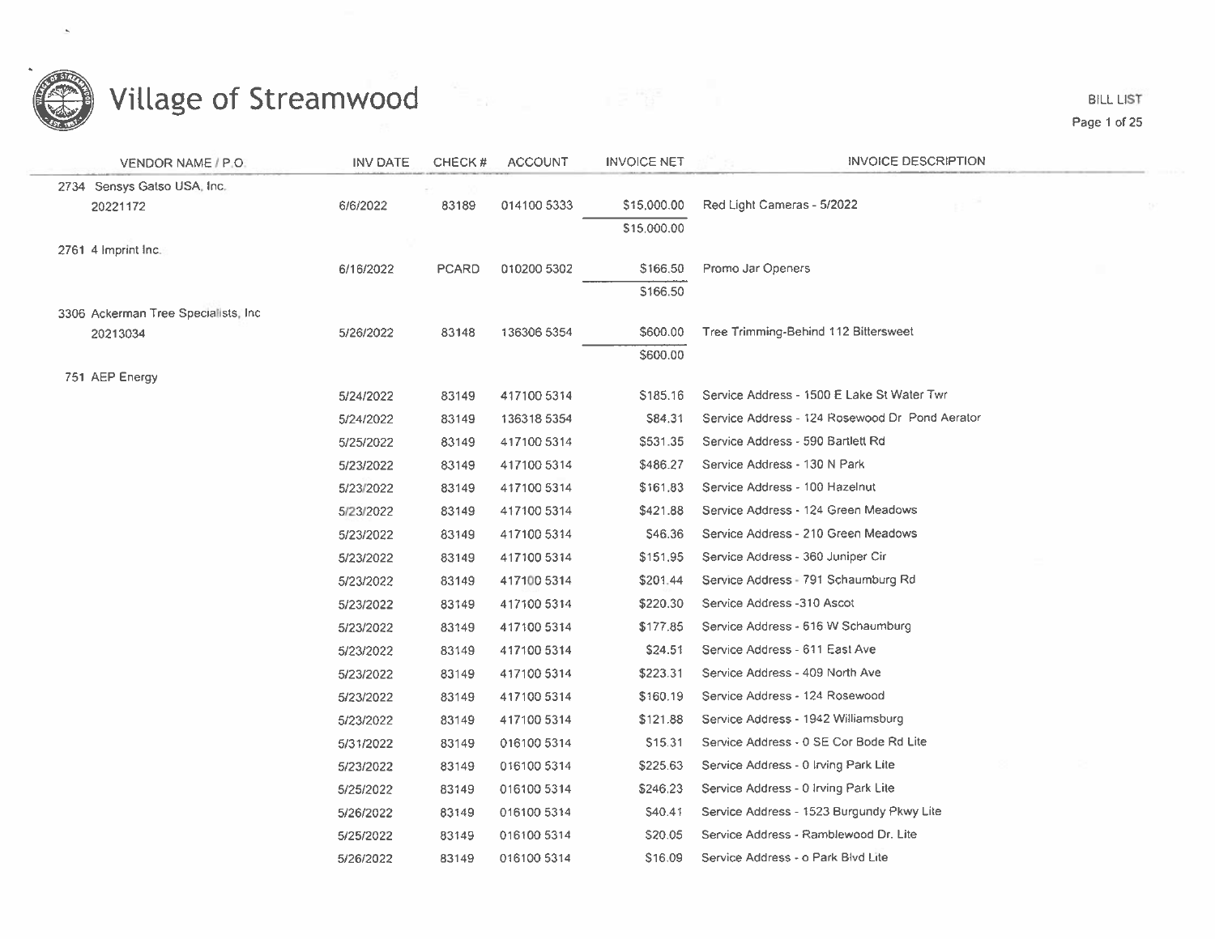# Village of Streamwood

BILL LIST

| VENDOR NAME / P.O. | INV DATE | CHECK # | ACCOUNT | INVOICE NET | INVOICE DESCRIPTION |
|---|---|---|---|---|---|
| 2734 Sensys Gatso USA, Inc. | | | | | |
| 20221172 | 6/6/2022 | 83189 | 014100 5333 | $15,000.00 | Red Light Cameras - 5/2022 |
| | | | | $15,000.00 | |
| 2761 4 Imprint Inc. | | | | | |
| | 6/16/2022 | PCARD | 010200 5302 | $166.50 | Promo Jar Openers |
| | | | | $166.50 | |
| 3306 Ackerman Tree Specialists, Inc | | | | | |
| 20213034 | 5/26/2022 | 83148 | 136306 5354 | $600.00 | Tree Trimming-Behind 112 Bittersweet |
| | | | | $600.00 | |
| 751 AEP Energy | | | | | |
| | 5/24/2022 | 83149 | 417100 5314 | $185.16 | Service Address - 1500 E Lake St Water Twr |
| | 5/24/2022 | 83149 | 136318 5354 | $84.31 | Service Address - 124 Rosewood Dr Pond Aerator |
| | 5/25/2022 | 83149 | 417100 5314 | $531.35 | Service Address - 590 Bartlett Rd |
| | 5/23/2022 | 83149 | 417100 5314 | $486.27 | Service Address - 130 N Park |
| | 5/23/2022 | 83149 | 417100 5314 | $161.83 | Service Address - 100 Hazelnut |
| | 5/23/2022 | 83149 | 417100 5314 | $421.88 | Service Address - 124 Green Meadows |
| | 5/23/2022 | 83149 | 417100 5314 | $46.36 | Service Address - 210 Green Meadows |
| | 5/23/2022 | 83149 | 417100 5314 | $151.95 | Service Address - 360 Juniper Cir |
| | 5/23/2022 | 83149 | 417100 5314 | $201.44 | Service Address - 791 Schaumburg Rd |
| | 5/23/2022 | 83149 | 417100 5314 | $220.30 | Service Address -310 Ascot |
| | 5/23/2022 | 83149 | 417100 5314 | $177.85 | Service Address - 616 W Schaumburg |
| | 5/23/2022 | 83149 | 417100 5314 | $24.51 | Service Address - 611 East Ave |
| | 5/23/2022 | 83149 | 417100 5314 | $223.31 | Service Address - 409 North Ave |
| | 5/23/2022 | 83149 | 417100 5314 | $160.19 | Service Address - 124 Rosewood |
| | 5/23/2022 | 83149 | 417100 5314 | $121.88 | Service Address - 1942 Williamsburg |
| | 5/31/2022 | 83149 | 016100 5314 | $15.31 | Service Address - 0 SE Cor Bode Rd Lite |
| | 5/23/2022 | 83149 | 016100 5314 | $225.63 | Service Address - 0 Irving Park Lite |
| | 5/25/2022 | 83149 | 016100 5314 | $246.23 | Service Address - 0 Irving Park Lite |
| | 5/26/2022 | 83149 | 016100 5314 | $40.41 | Service Address - 1523 Burgundy Pkwy Lite |
| | 5/25/2022 | 83149 | 016100 5314 | $20.05 | Service Address - Ramblewood Dr. Lite |
| | 5/26/2022 | 83149 | 016100 5314 | $16.09 | Service Address - o Park Blvd Lite |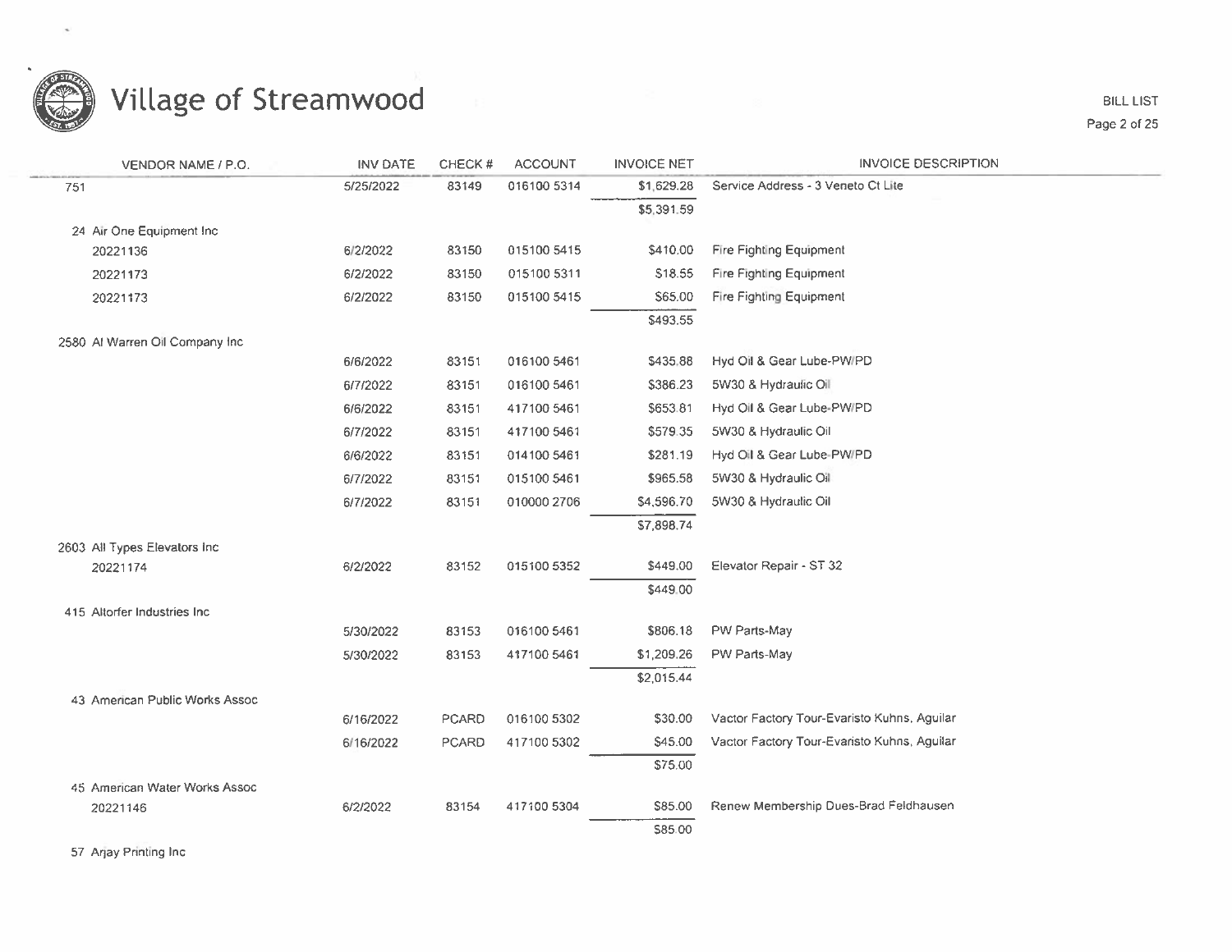# Village of Streamwood

BILL LIST

| VENDOR NAME / P.O. | INV DATE | CHECK # | ACCOUNT | INVOICE NET | INVOICE DESCRIPTION |
|---|---|---|---|---|---|
| 751 | 5/25/2022 | 83149 | 016100 5314 | $1,629.28 | Service Address - 3 Veneto Ct Lite |
| | | | | $5,391.59 | |
| 24 Air One Equipment Inc | | | | | |
| 20221136 | 6/2/2022 | 83150 | 015100 5415 | $410.00 | Fire Fighting Equipment |
| 20221173 | 6/2/2022 | 83150 | 015100 5311 | $18.55 | Fire Fighting Equipment |
| 20221173 | 6/2/2022 | 83150 | 015100 5415 | $65.00 | Fire Fighting Equipment |
| | | | | $493.55 | |
| 2580 Al Warren Oil Company Inc | | | | | |
| | 6/6/2022 | 83151 | 016100 5461 | $435.88 | Hyd Oil & Gear Lube-PW/PD |
| | 6/7/2022 | 83151 | 016100 5461 | $386.23 | 5W30 & Hydraulic Oil |
| | 6/6/2022 | 83151 | 417100 5461 | $653.81 | Hyd Oil & Gear Lube-PW/PD |
| | 6/7/2022 | 83151 | 417100 5461 | $579.35 | 5W30 & Hydraulic Oil |
| | 6/6/2022 | 83151 | 014100 5461 | $281.19 | Hyd Oil & Gear Lube-PW/PD |
| | 6/7/2022 | 83151 | 015100 5461 | $965.58 | 5W30 & Hydraulic Oil |
| | 6/7/2022 | 83151 | 010000 2706 | $4,596.70 | 5W30 & Hydraulic Oil |
| | | | | $7,898.74 | |
| 2603 All Types Elevators Inc | | | | | |
| 20221174 | 6/2/2022 | 83152 | 015100 5352 | $449.00 | Elevator Repair - ST 32 |
| | | | | $449.00 | |
| 415 Altorfer Industries Inc | | | | | |
| | 5/30/2022 | 83153 | 016100 5461 | $806.18 | PW Parts-May |
| | 5/30/2022 | 83153 | 417100 5461 | $1,209.26 | PW Parts-May |
| | | | | $2,015.44 | |
| 43 American Public Works Assoc | | | | | |
| | 6/16/2022 | PCARD | 016100 5302 | $30.00 | Vactor Factory Tour-Evaristo Kuhns, Aguilar |
| | 6/16/2022 | PCARD | 417100 5302 | $45.00 | Vactor Factory Tour-Evaristo Kuhns, Aguilar |
| | | | | $75.00 | |
| 45 American Water Works Assoc | | | | | |
| 20221146 | 6/2/2022 | 83154 | 417100 5304 | $85.00 | Renew Membership Dues-Brad Feldhausen |
| | | | | $85.00 | |
| 57 Arjay Printing Inc | | | | | |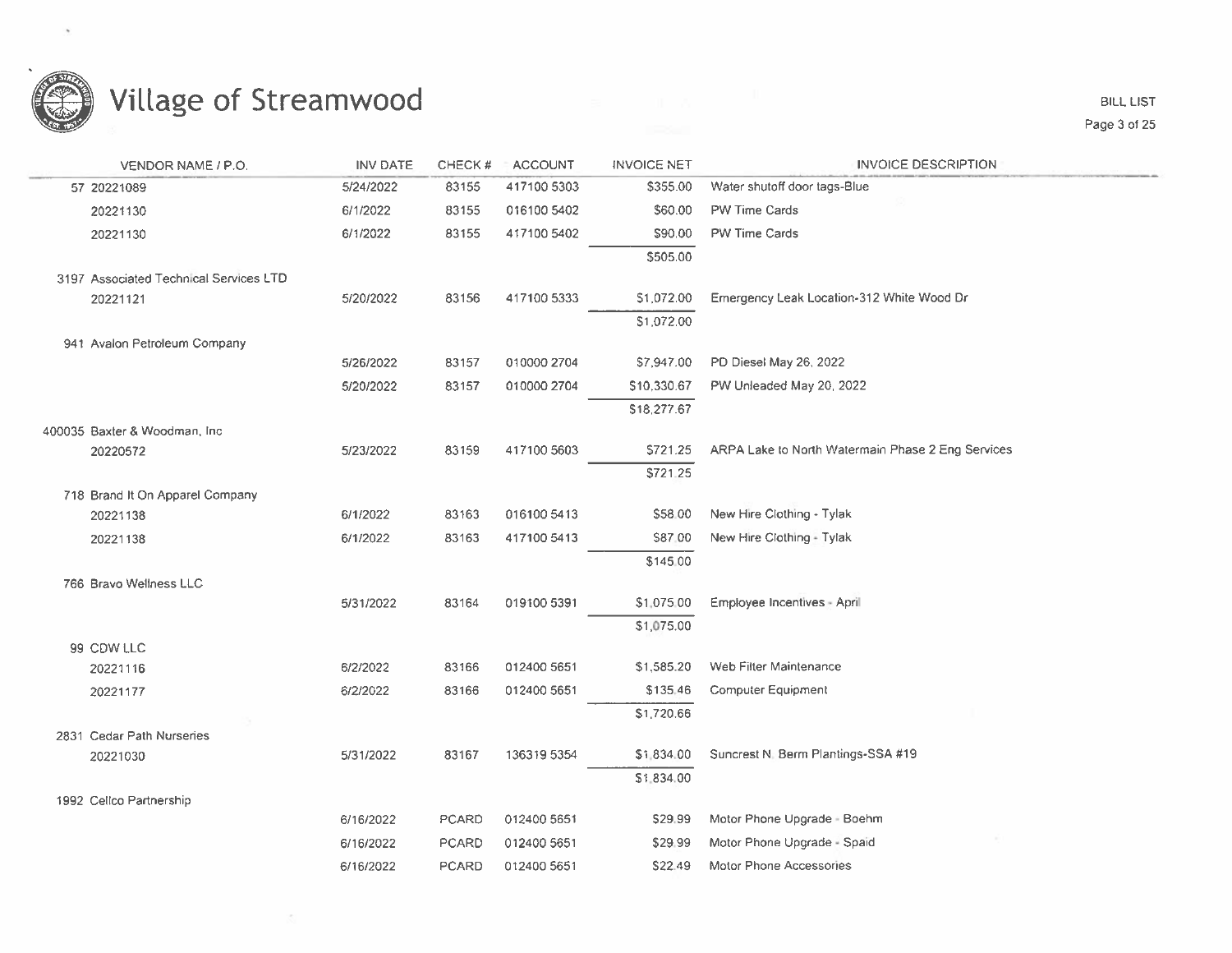# Village of Streamwood

BILL LIST

| VENDOR NAME / P.O. | INV DATE | CHECK # | ACCOUNT | INVOICE NET | INVOICE DESCRIPTION |
|---|---|---|---|---|---|
| 57 20221089 | 5/24/2022 | 83155 | 417100 5303 | $355.00 | Water shutoff door tags-Blue |
| 20221130 | 6/1/2022 | 83155 | 016100 5402 | $60.00 | PW Time Cards |
| 20221130 | 6/1/2022 | 83155 | 417100 5402 | $90.00 | PW Time Cards |
| | | | | $505.00 | |
| 3197 Associated Technical Services LTD | | | | | |
| 20221121 | 5/20/2022 | 83156 | 417100 5333 | $1,072.00 | Emergency Leak Location-312 White Wood Dr |
| | | | | $1,072.00 | |
| 941 Avalon Petroleum Company | | | | | |
| | 5/26/2022 | 83157 | 010000 2704 | $7,947.00 | PD Diesel May 26, 2022 |
| | 5/20/2022 | 83157 | 010000 2704 | $10,330.67 | PW Unleaded May 20, 2022 |
| | | | | $18,277.67 | |
| 400035 Baxter & Woodman, Inc | | | | | |
| 20220572 | 5/23/2022 | 83159 | 417100 5603 | $721.25 | ARPA Lake to North Watermain Phase 2 Eng Services |
| | | | | $721.25 | |
| 718 Brand It On Apparel Company | | | | | |
| 20221138 | 6/1/2022 | 83163 | 016100 5413 | $58.00 | New Hire Clothing - Tylak |
| 20221138 | 6/1/2022 | 83163 | 417100 5413 | $87.00 | New Hire Clothing - Tylak |
| | | | | $145.00 | |
| 766 Bravo Wellness LLC | | | | | |
| | 5/31/2022 | 83164 | 019100 5391 | $1,075.00 | Employee Incentives - April |
| | | | | $1,075.00 | |
| 99 CDW LLC | | | | | |
| 20221116 | 6/2/2022 | 83166 | 012400 5651 | $1,585.20 | Web Filter Maintenance |
| 20221177 | 6/2/2022 | 83166 | 012400 5651 | $135.46 | Computer Equipment |
| | | | | $1,720.66 | |
| 2831 Cedar Path Nurseries | | | | | |
| 20221030 | 5/31/2022 | 83167 | 136319 5354 | $1,834.00 | Suncrest N. Berm Plantings-SSA #19 |
| | | | | $1,834.00 | |
| 1992 Cellco Partnership | | | | | |
| | 6/16/2022 | PCARD | 012400 5651 | $29.99 | Motor Phone Upgrade - Boehm |
| | 6/16/2022 | PCARD | 012400 5651 | $29.99 | Motor Phone Upgrade - Spaid |
| | 6/16/2022 | PCARD | 012400 5651 | $22.49 | Motor Phone Accessories |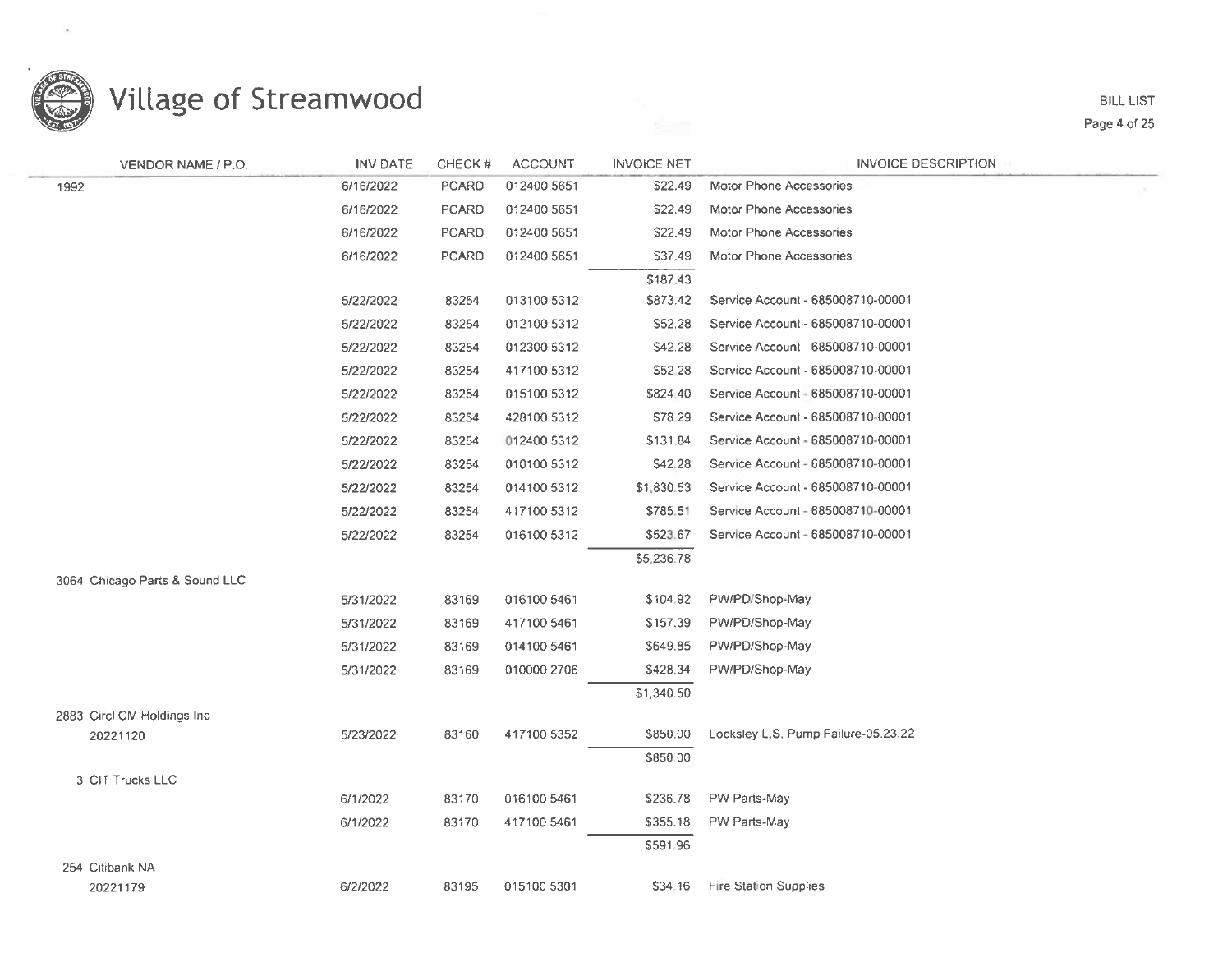# Village of Streamwood

BILL LIST

| VENDOR NAME / P.O. | INV DATE | CHECK # | ACCOUNT | INVOICE NET | INVOICE DESCRIPTION |
|---|---|---|---|---|---|
| 1992 | 6/16/2022 | PCARD | 012400 5651 | $22.49 | Motor Phone Accessories |
| | 6/16/2022 | PCARD | 012400 5651 | $22.49 | Motor Phone Accessories |
| | 6/16/2022 | PCARD | 012400 5651 | $22.49 | Motor Phone Accessories |
| | 6/16/2022 | PCARD | 012400 5651 | $37.49 | Motor Phone Accessories |
| | | | | $187.43 | |
| | 5/22/2022 | 83254 | 013100 5312 | $873.42 | Service Account - 685008710-00001 |
| | 5/22/2022 | 83254 | 012100 5312 | $52.28 | Service Account - 685008710-00001 |
| | 5/22/2022 | 83254 | 012300 5312 | $42.28 | Service Account - 685008710-00001 |
| | 5/22/2022 | 83254 | 417100 5312 | $52.28 | Service Account - 685008710-00001 |
| | 5/22/2022 | 83254 | 015100 5312 | $824.40 | Service Account - 685008710-00001 |
| | 5/22/2022 | 83254 | 428100 5312 | $78.29 | Service Account - 685008710-00001 |
| | 5/22/2022 | 83254 | 012400 5312 | $131.84 | Service Account - 685008710-00001 |
| | 5/22/2022 | 83254 | 010100 5312 | $42.28 | Service Account - 685008710-00001 |
| | 5/22/2022 | 83254 | 014100 5312 | $1,830.53 | Service Account - 685008710-00001 |
| | 5/22/2022 | 83254 | 417100 5312 | $785.51 | Service Account - 685008710-00001 |
| | 5/22/2022 | 83254 | 016100 5312 | $523.67 | Service Account - 685008710-00001 |
| | | | | $5,236.78 | |
| 3064 Chicago Parts & Sound LLC | | | | | |
| | 5/31/2022 | 83169 | 016100 5461 | $104.92 | PW/PD/Shop-May |
| | 5/31/2022 | 83169 | 417100 5461 | $157.39 | PW/PD/Shop-May |
| | 5/31/2022 | 83169 | 014100 5461 | $649.85 | PW/PD/Shop-May |
| | 5/31/2022 | 83169 | 010000 2706 | $428.34 | PW/PD/Shop-May |
| | | | | $1,340.50 | |
| 2883 Circl CM Holdings Inc | | | | | |
| 20221120 | 5/23/2022 | 83160 | 417100 5352 | $850.00 | Locksley L.S. Pump Failure-05.23.22 |
| | | | | $850.00 | |
| 3 CIT Trucks LLC | | | | | |
| | 6/1/2022 | 83170 | 016100 5461 | $236.78 | PW Parts-May |
| | 6/1/2022 | 83170 | 417100 5461 | $355.18 | PW Parts-May |
| | | | | $591.96 | |
| 254 Citibank NA | | | | | |
| 20221179 | 6/2/2022 | 83195 | 015100 5301 | $34.16 | Fire Station Supplies |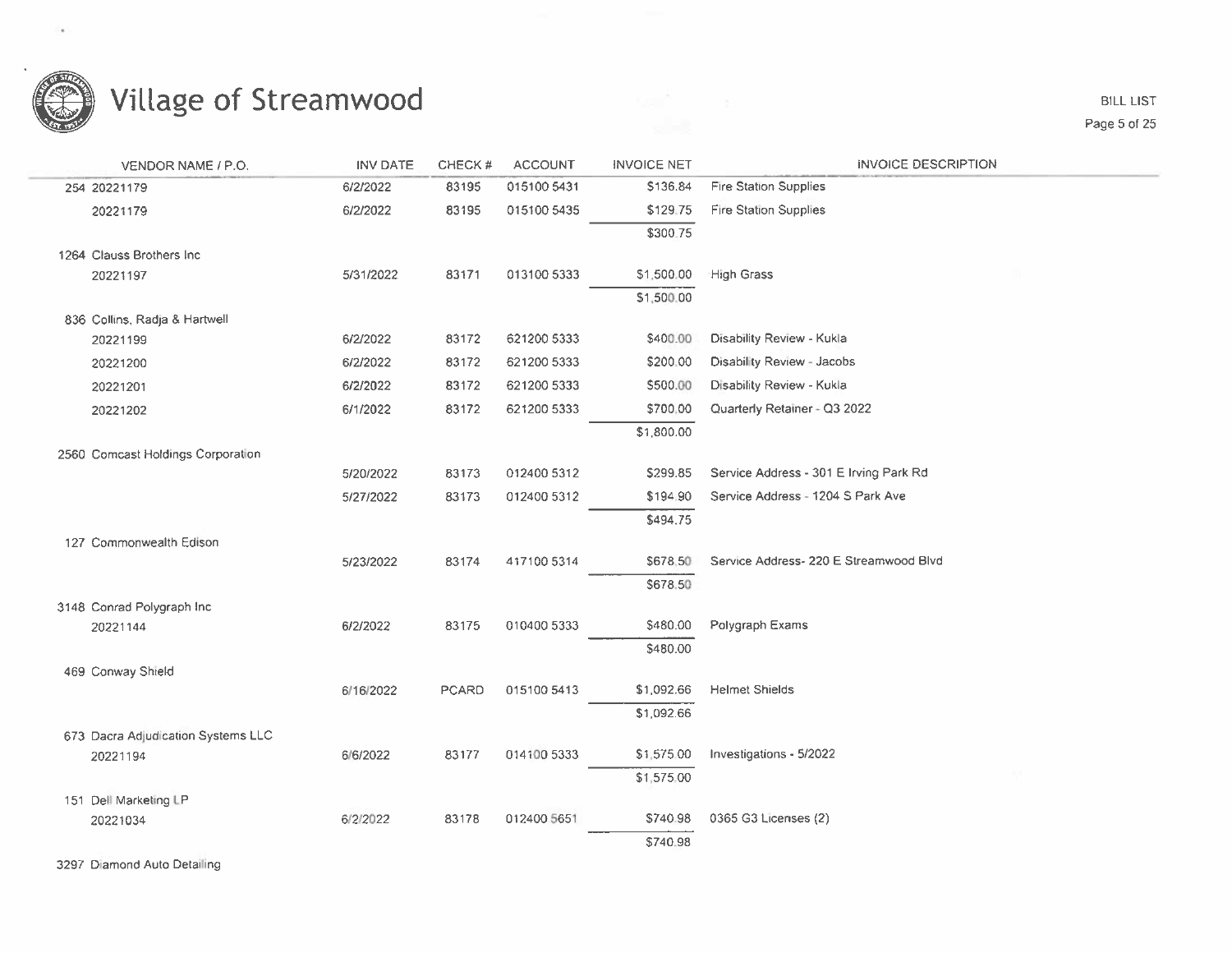# Village of Streamwood

BILL LIST

| VENDOR NAME / P.O. | INV DATE | CHECK # | ACCOUNT | INVOICE NET | INVOICE DESCRIPTION |
|---|---|---|---|---|---|
| 254 20221179 | 6/2/2022 | 83195 | 015100 5431 | $136.84 | Fire Station Supplies |
| 20221179 | 6/2/2022 | 83195 | 015100 5435 | $129.75 | Fire Station Supplies |
| | | | | $300.75 | |
| 1264 Clauss Brothers Inc | | | | | |
| 20221197 | 5/31/2022 | 83171 | 013100 5333 | $1,500.00 | High Grass |
| | | | | $1,500.00 | |
| 836 Collins, Radja & Hartwell | | | | | |
| 20221199 | 6/2/2022 | 83172 | 621200 5333 | $400.00 | Disability Review - Kukla |
| 20221200 | 6/2/2022 | 83172 | 621200 5333 | $200.00 | Disability Review - Jacobs |
| 20221201 | 6/2/2022 | 83172 | 621200 5333 | $500.00 | Disability Review - Kukla |
| 20221202 | 6/1/2022 | 83172 | 621200 5333 | $700.00 | Quarterly Retainer - Q3 2022 |
| | | | | $1,800.00 | |
| 2560 Comcast Holdings Corporation | | | | | |
| | 5/20/2022 | 83173 | 012400 5312 | $299.85 | Service Address - 301 E Irving Park Rd |
| | 5/27/2022 | 83173 | 012400 5312 | $194.90 | Service Address - 1204 S Park Ave |
| | | | | $494.75 | |
| 127 Commonwealth Edison | | | | | |
| | 5/23/2022 | 83174 | 417100 5314 | $678.50 | Service Address- 220 E Streamwood Blvd |
| | | | | $678.50 | |
| 3148 Conrad Polygraph Inc | | | | | |
| 20221144 | 6/2/2022 | 83175 | 010400 5333 | $480.00 | Polygraph Exams |
| | | | | $480.00 | |
| 469 Conway Shield | | | | | |
| | 6/16/2022 | PCARD | 015100 5413 | $1,092.66 | Helmet Shields |
| | | | | $1,092.66 | |
| 673 Dacra Adjudication Systems LLC | | | | | |
| 20221194 | 6/6/2022 | 83177 | 014100 5333 | $1,575.00 | Investigations - 5/2022 |
| | | | | $1,575.00 | |
| 151 Dell Marketing LP | | | | | |
| 20221034 | 6/2/2022 | 83178 | 012400 5651 | $740.98 | 0365 G3 Licenses (2) |
| | | | | $740.98 | |
| 3297 Diamond Auto Detailing | | | | | |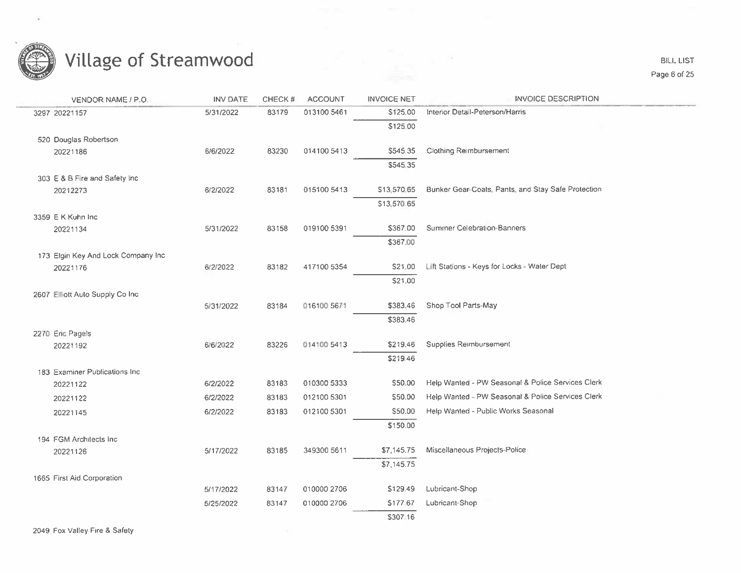# Village of Streamwood

BILL LIST

| VENDOR NAME / P.O. | INV DATE | CHECK # | ACCOUNT | INVOICE NET | INVOICE DESCRIPTION |
|---|---|---|---|---|---|
| 3297 20221157 | 5/31/2022 | 83179 | 013100 5461 | $125.00 | Interior Detail-Peterson/Harris |
| | | | | $125.00 | |
| 520 Douglas Robertson | | | | | |
| 20221186 | 6/6/2022 | 83230 | 014100 5413 | $545.35 | Clothing Reimbursement |
| | | | | $545.35 | |
| 303 E & B Fire and Safety Inc | | | | | |
| 20212273 | 6/2/2022 | 83181 | 015100 5413 | $13,570.65 | Bunker Gear-Coats, Pants, and Stay Safe Protection |
| | | | | $13,570.65 | |
| 3359 E K Kuhn Inc | | | | | |
| 20221134 | 5/31/2022 | 83158 | 019100 5391 | $367.00 | Summer Celebration-Banners |
| | | | | $367.00 | |
| 173 Elgin Key And Lock Company Inc | | | | | |
| 20221176 | 6/2/2022 | 83182 | 417100 5354 | $21.00 | Lift Stations - Keys for Locks - Water Dept |
| | | | | $21.00 | |
| 2607 Elliott Auto Supply Co Inc | | | | | |
| | 5/31/2022 | 83184 | 016100 5671 | $383.46 | Shop Tool Parts-May |
| | | | | $383.46 | |
| 2270 Eric Pagels | | | | | |
| 20221192 | 6/6/2022 | 83226 | 014100 5413 | $219.46 | Supplies Reimbursement |
| | | | | $219.46 | |
| 183 Examiner Publications Inc | | | | | |
| 20221122 | 6/2/2022 | 83183 | 010300 5333 | $50.00 | Help Wanted - PW Seasonal & Police Services Clerk |
| 20221122 | 6/2/2022 | 83183 | 012100 5301 | $50.00 | Help Wanted - PW Seasonal & Police Services Clerk |
| 20221145 | 6/2/2022 | 83183 | 012100 5301 | $50.00 | Help Wanted - Public Works Seasonal |
| | | | | $150.00 | |
| 194 FGM Architects Inc | | | | | |
| 20221126 | 5/17/2022 | 83185 | 349300 5611 | $7,145.75 | Miscellaneous Projects-Police |
| | | | | $7,145.75 | |
| 1665 First Aid Corporation | | | | | |
| | 5/17/2022 | 83147 | 010000 2706 | $129.49 | Lubricant-Shop |
| | 5/25/2022 | 83147 | 010000 2706 | $177.67 | Lubricant-Shop |
| | | | | $307.16 | |
| 2049 Fox Valley Fire & Safety | | | | | |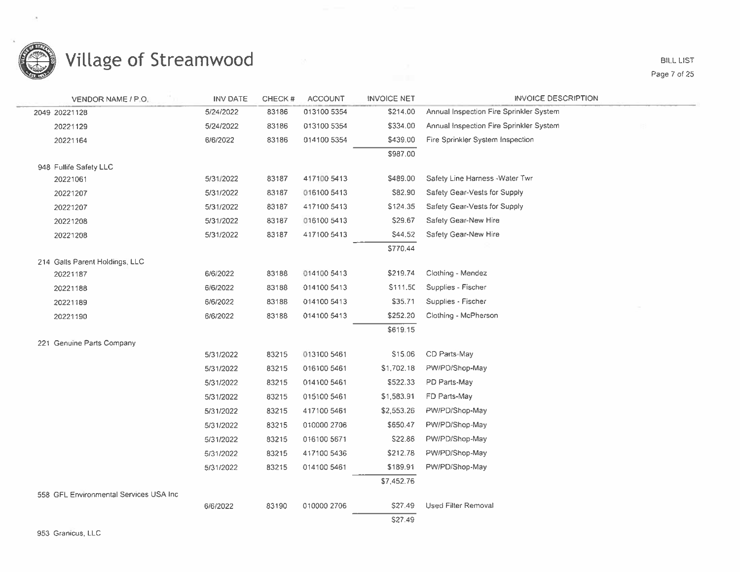# Village of Streamwood

BILL LIST

| VENDOR NAME / P.O. | INV DATE | CHECK # | ACCOUNT | INVOICE NET | INVOICE DESCRIPTION |
|---|---|---|---|---|---|
| 2049 20221128 | 5/24/2022 | 83186 | 013100 5354 | $214.00 | Annual Inspection Fire Sprinkler System |
| 20221129 | 5/24/2022 | 83186 | 013100 5354 | $334.00 | Annual Inspection Fire Sprinkler System |
| 20221164 | 6/6/2022 | 83186 | 014100 5354 | $439.00 | Fire Sprinkler System Inspection |
| | | | | $987.00 | |
| 948 Fullife Safety LLC | | | | | |
| 20221061 | 5/31/2022 | 83187 | 417100 5413 | $489.00 | Safety Line Harness -Water Twr |
| 20221207 | 5/31/2022 | 83187 | 016100 5413 | $82.90 | Safety Gear-Vests for Supply |
| 20221207 | 5/31/2022 | 83187 | 417100 5413 | $124.35 | Safety Gear-Vests for Supply |
| 20221208 | 5/31/2022 | 83187 | 016100 5413 | $29.67 | Safety Gear-New Hire |
| 20221208 | 5/31/2022 | 83187 | 417100 5413 | $44.52 | Safety Gear-New Hire |
| | | | | $770.44 | |
| 214 Galls Parent Holdings, LLC | | | | | |
| 20221187 | 6/6/2022 | 83188 | 014100 5413 | $219.74 | Clothing - Mendez |
| 20221188 | 6/6/2022 | 83188 | 014100 5413 | $111.50 | Supplies - Fischer |
| 20221189 | 6/6/2022 | 83188 | 014100 5413 | $35.71 | Supplies - Fischer |
| 20221190 | 6/6/2022 | 83188 | 014100 5413 | $252.20 | Clothing - McPherson |
| | | | | $619.15 | |
| 221 Genuine Parts Company | | | | | |
| | 5/31/2022 | 83215 | 013100 5461 | $15.06 | CD Parts-May |
| | 5/31/2022 | 83215 | 016100 5461 | $1,702.18 | PW/PD/Shop-May |
| | 5/31/2022 | 83215 | 014100 5461 | $522.33 | PD Parts-May |
| | 5/31/2022 | 83215 | 015100 5461 | $1,583.91 | FD Parts-May |
| | 5/31/2022 | 83215 | 417100 5461 | $2,553.26 | PW/PD/Shop-May |
| | 5/31/2022 | 83215 | 010000 2706 | $650.47 | PW/PD/Shop-May |
| | 5/31/2022 | 83215 | 016100 5671 | $22.86 | PW/PD/Shop-May |
| | 5/31/2022 | 83215 | 417100 5436 | $212.78 | PW/PD/Shop-May |
| | 5/31/2022 | 83215 | 014100 5461 | $189.91 | PW/PD/Shop-May |
| | | | | $7,452.76 | |
| 558 GFL Environmental Services USA Inc | | | | | |
| | 6/6/2022 | 83190 | 010000 2706 | $27.49 | Used Filter Removal |
| | | | | $27.49 | |
| 953 Granicus, LLC | | | | | |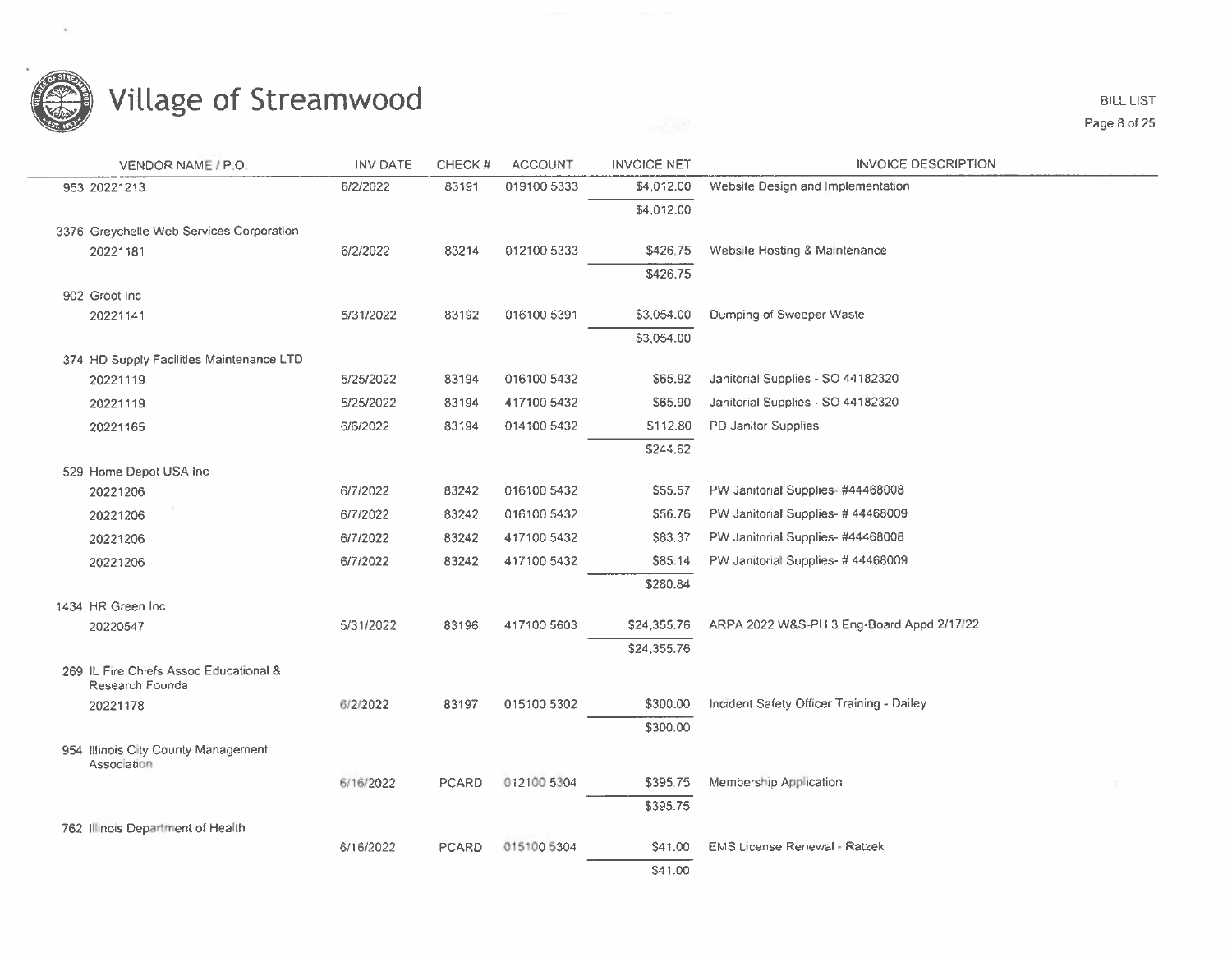# Village of Streamwood

BILL LIST

| VENDOR NAME / P.O. | INV DATE | CHECK # | ACCOUNT | INVOICE NET | INVOICE DESCRIPTION |
|---|---|---|---|---|---|
| 953 20221213 | 6/2/2022 | 83191 | 019100 5333 | $4,012.00 | Website Design and Implementation |
| | | | | $4,012.00 | |
| 3376 Greychelle Web Services Corporation | | | | | |
| 20221181 | 6/2/2022 | 83214 | 012100 5333 | $426.75 | Website Hosting & Maintenance |
| | | | | $426.75 | |
| 902 Groot Inc | | | | | |
| 20221141 | 5/31/2022 | 83192 | 016100 5391 | $3,054.00 | Dumping of Sweeper Waste |
| | | | | $3,054.00 | |
| 374 HD Supply Facilities Maintenance LTD | | | | | |
| 20221119 | 5/25/2022 | 83194 | 016100 5432 | $65.92 | Janitorial Supplies - SO 44182320 |
| 20221119 | 5/25/2022 | 83194 | 417100 5432 | $65.90 | Janitorial Supplies - SO 44182320 |
| 20221165 | 6/6/2022 | 83194 | 014100 5432 | $112.80 | PD Janitor Supplies |
| | | | | $244.62 | |
| 529 Home Depot USA Inc | | | | | |
| 20221206 | 6/7/2022 | 83242 | 016100 5432 | $55.57 | PW Janitorial Supplies- #44468008 |
| 20221206 | 6/7/2022 | 83242 | 016100 5432 | $56.76 | PW Janitorial Supplies- # 44468009 |
| 20221206 | 6/7/2022 | 83242 | 417100 5432 | $83.37 | PW Janitorial Supplies- #44468008 |
| 20221206 | 6/7/2022 | 83242 | 417100 5432 | $85.14 | PW Janitorial Supplies- # 44468009 |
| | | | | $280.84 | |
| 1434 HR Green Inc | | | | | |
| 20220547 | 5/31/2022 | 83196 | 417100 5603 | $24,355.76 | ARPA 2022 W&S-PH 3 Eng-Board Appd 2/17/22 |
| | | | | $24,355.76 | |
| 269 IL Fire Chiefs Assoc Educational & Research Founda | | | | | |
| 20221178 | 6/2/2022 | 83197 | 015100 5302 | $300.00 | Incident Safety Officer Training - Dailey |
| | | | | $300.00 | |
| 954 Illinois City County Management Association | | | | | |
| | 6/16/2022 | PCARD | 012100 5304 | $395.75 | Membership Application |
| | | | | $395.75 | |
| 762 Illinois Department of Health | | | | | |
| | 6/16/2022 | PCARD | 015100 5304 | $41.00 | EMS License Renewal - Ratzek |
| | | | | $41.00 | |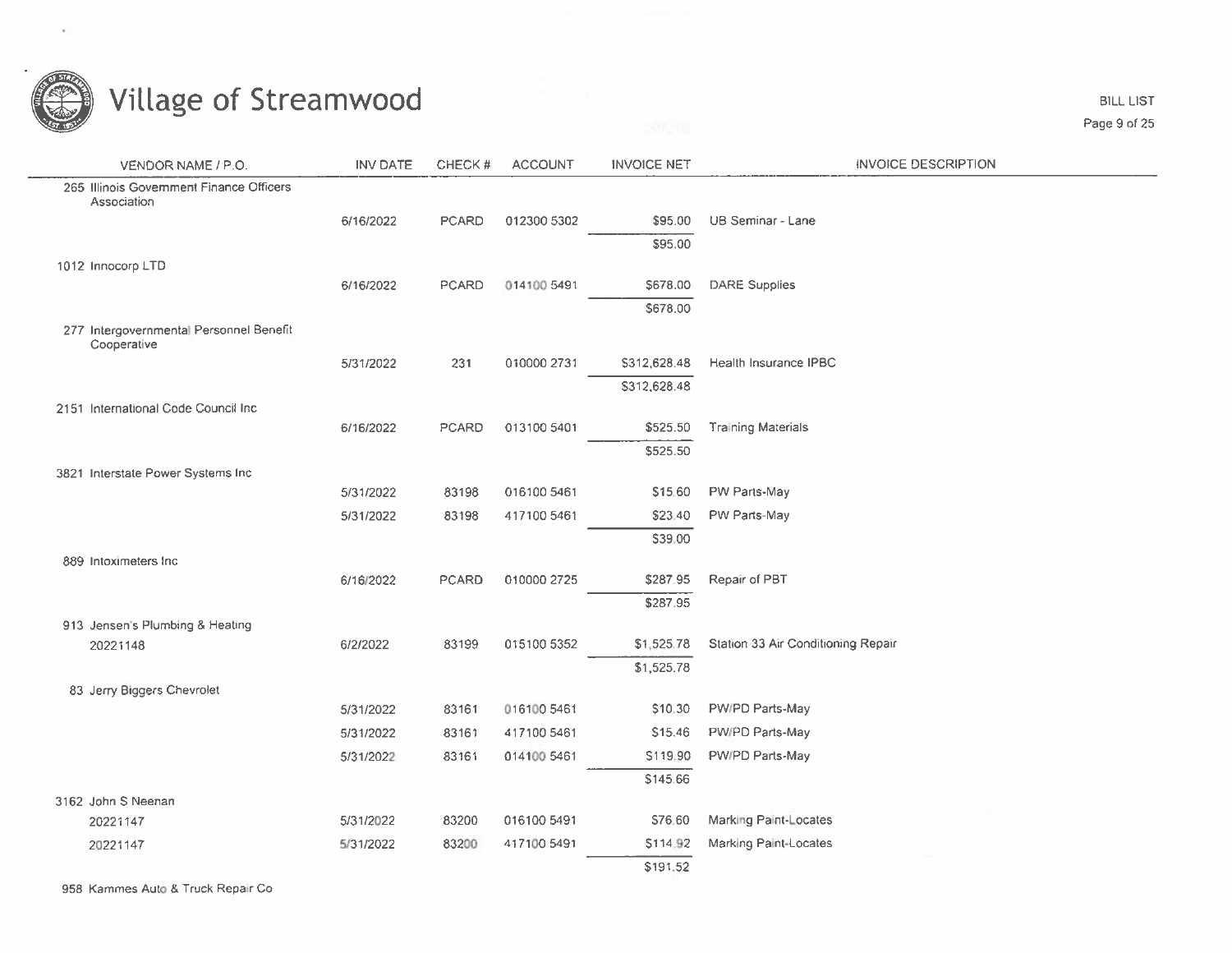# Village of Streamwood

BILL LIST

| VENDOR NAME / P.O. | INV DATE | CHECK # | ACCOUNT | INVOICE NET | INVOICE DESCRIPTION |
|---|---|---|---|---|---|
| 265 Illinois Government Finance Officers Association | | | | | |
| | 6/16/2022 | PCARD | 012300 5302 | $95.00 | UB Seminar - Lane |
| | | | | $95.00 | |
| 1012 Innocorp LTD | | | | | |
| | 6/16/2022 | PCARD | 014100 5491 | $678.00 | DARE Supplies |
| | | | | $678.00 | |
| 277 Intergovernmental Personnel Benefit Cooperative | | | | | |
| | 5/31/2022 | 231 | 010000 2731 | $312,628.48 | Health Insurance IPBC |
| | | | | $312,628.48 | |
| 2151 International Code Council Inc | | | | | |
| | 6/16/2022 | PCARD | 013100 5401 | $525.50 | Training Materials |
| | | | | $525.50 | |
| 3821 Interstate Power Systems Inc | | | | | |
| | 5/31/2022 | 83198 | 016100 5461 | $15.60 | PW Parts-May |
| | 5/31/2022 | 83198 | 417100 5461 | $23.40 | PW Parts-May |
| | | | | $39.00 | |
| 889 Intoximeters Inc | | | | | |
| | 6/16/2022 | PCARD | 010000 2725 | $287.95 | Repair of PBT |
| | | | | $287.95 | |
| 913 Jensen's Plumbing & Heating | | | | | |
| 20221148 | 6/2/2022 | 83199 | 015100 5352 | $1,525.78 | Station 33 Air Conditioning Repair |
| | | | | $1,525.78 | |
| 83 Jerry Biggers Chevrolet | | | | | |
| | 5/31/2022 | 83161 | 016100 5461 | $10.30 | PW/PD Parts-May |
| | 5/31/2022 | 83161 | 417100 5461 | $15.46 | PW/PD Parts-May |
| | 5/31/2022 | 83161 | 014100 5461 | $119.90 | PW/PD Parts-May |
| | | | | $145.66 | |
| 3162 John S Neenan | | | | | |
| 20221147 | 5/31/2022 | 83200 | 016100 5491 | $76.60 | Marking Paint-Locates |
| 20221147 | 5/31/2022 | 83200 | 417100 5491 | $114.92 | Marking Paint-Locates |
| | | | | $191.52 | |
| 958 Kammes Auto & Truck Repair Co | | | | | |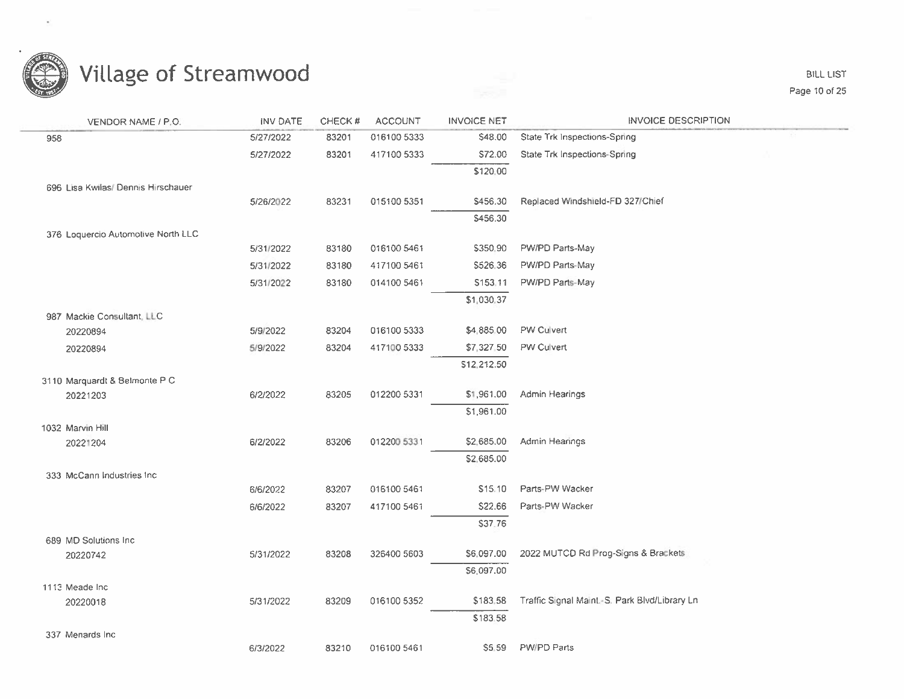# Village of Streamwood

BILL LIST

| VENDOR NAME / P.O. | INV DATE | CHECK # | ACCOUNT | INVOICE NET | INVOICE DESCRIPTION |
|---|---|---|---|---|---|
| 958 | 5/27/2022 | 83201 | 016100 5333 | $48.00 | State Trk Inspections-Spring |
| | 5/27/2022 | 83201 | 417100 5333 | $72.00 | State Trk Inspections-Spring |
| | | | | $120.00 | |
| 696 Lisa Kwilas/ Dennis Hirschauer | | | | | |
| | 5/26/2022 | 83231 | 015100 5351 | $456.30 | Replaced Windshield-FD 327/Chief |
| | | | | $456.30 | |
| 376 Loquercio Automotive North LLC | | | | | |
| | 5/31/2022 | 83180 | 016100 5461 | $350.90 | PW/PD Parts-May |
| | 5/31/2022 | 83180 | 417100 5461 | $526.36 | PW/PD Parts-May |
| | 5/31/2022 | 83180 | 014100 5461 | $153.11 | PW/PD Parts-May |
| | | | | $1,030.37 | |
| 987 Mackie Consultant, LLC | | | | | |
| 20220894 | 5/9/2022 | 83204 | 016100 5333 | $4,885.00 | PW Culvert |
| 20220894 | 5/9/2022 | 83204 | 417100 5333 | $7,327.50 | PW Culvert |
| | | | | $12,212.50 | |
| 3110 Marquardt & Belmonte P C | | | | | |
| 20221203 | 6/2/2022 | 83205 | 012200 5331 | $1,961.00 | Admin Hearings |
| | | | | $1,961.00 | |
| 1032 Marvin Hill | | | | | |
| 20221204 | 6/2/2022 | 83206 | 012200 5331 | $2,685.00 | Admin Hearings |
| | | | | $2,685.00 | |
| 333 McCann Industries Inc | | | | | |
| | 6/6/2022 | 83207 | 016100 5461 | $15.10 | Parts-PW Wacker |
| | 6/6/2022 | 83207 | 417100 5461 | $22.66 | Parts-PW Wacker |
| | | | | $37.76 | |
| 689 MD Solutions Inc | | | | | |
| 20220742 | 5/31/2022 | 83208 | 326400 5603 | $6,097.00 | 2022 MUTCD Rd Prog-Signs & Brackets |
| | | | | $6,097.00 | |
| 1113 Meade Inc | | | | | |
| 20220018 | 5/31/2022 | 83209 | 016100 5352 | $183.58 | Traffic Signal Maint.-S. Park Blvd/Library Ln |
| | | | | $183.58 | |
| 337 Menards Inc | | | | | |
| | 6/3/2022 | 83210 | 016100 5461 | $5.59 | PW/PD Parts |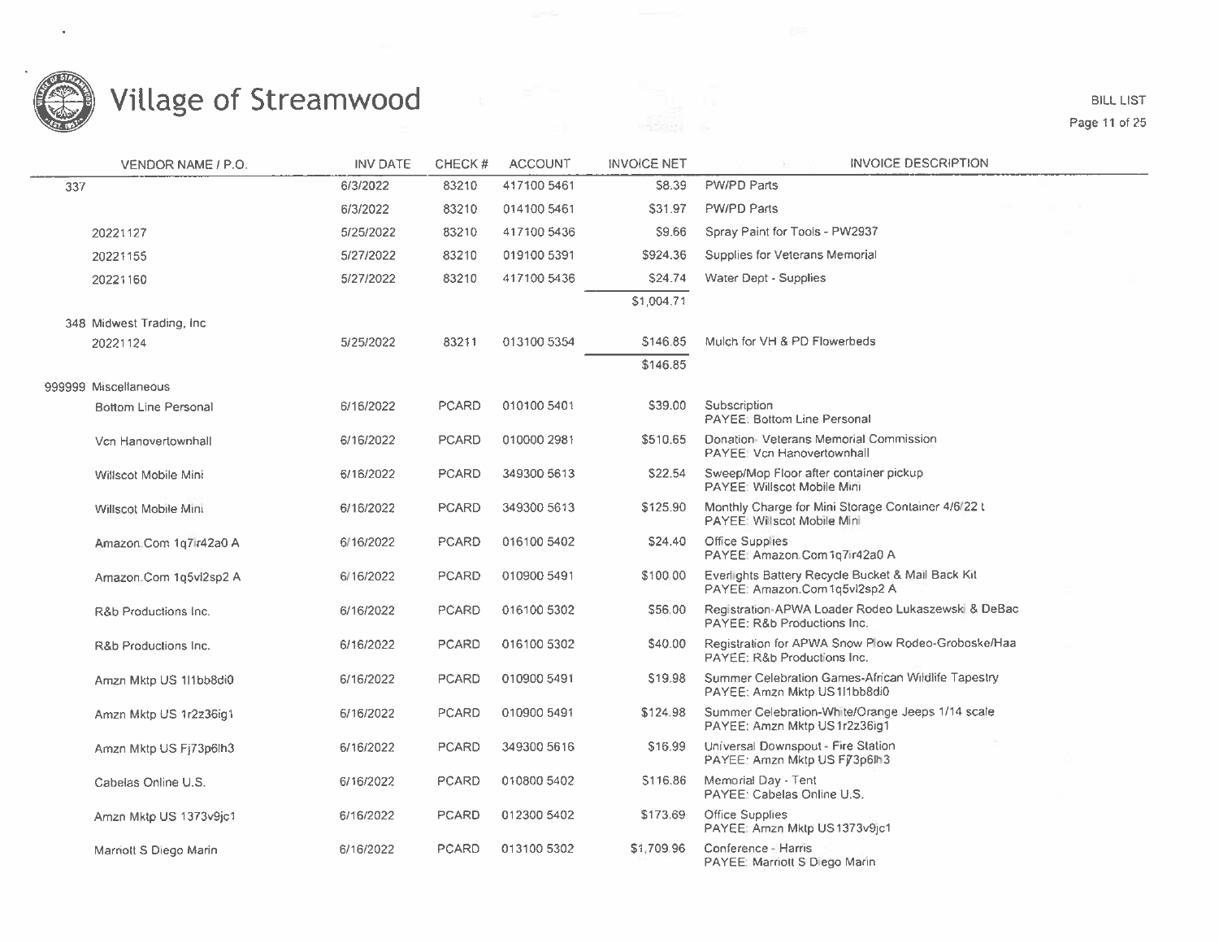| VENDOR NAME / P.O. | INV DATE | CHECK # | ACCOUNT | INVOICE NET | INVOICE DESCRIPTION |
|---|---|---|---|---|---|
| 337 | 6/3/2022 | 83210 | 417100 5461 | $8.39 | PW/PD Parts |
| | 6/3/2022 | 83210 | 014100 5461 | $31.97 | PW/PD Parts |
| 20221127 | 5/25/2022 | 83210 | 417100 5436 | $9.66 | Spray Paint for Tools - PW2937 |
| 20221155 | 5/27/2022 | 83210 | 019100 5391 | $924.36 | Supplies for Veterans Memorial |
| 20221160 | 5/27/2022 | 83210 | 417100 5436 | $24.74 | Water Dept - Supplies |
| | | | | $1,004.71 | |
| 348 Midwest Trading, Inc | | | | | |
| 20221124 | 5/25/2022 | 83211 | 013100 5354 | $146.85 | Mulch for VH & PD Flowerbeds |
| | | | | $146.85 | |
| 999999 Miscellaneous | | | | | |
| Bottom Line Personal | 6/16/2022 | PCARD | 010100 5401 | $39.00 | Subscription PAYEE: Bottom Line Personal |
| Vcn Hanovertownhall | 6/16/2022 | PCARD | 010000 2981 | $510.65 | Donation- Veterans Memorial Commission PAYEE: Vcn Hanovertownhall |
| Willscot Mobile Mini | 6/16/2022 | PCARD | 349300 5613 | $22.54 | Sweep/Mop Floor after container pickup PAYEE: Willscot Mobile Mini |
| Willscot Mobile Mini | 6/16/2022 | PCARD | 349300 5613 | $125.90 | Monthly Charge for Mini Storage Container 4/6/22 t PAYEE: Willscot Mobile Mini |
| Amazon.Com 1q7ir42a0 A | 6/16/2022 | PCARD | 016100 5402 | $24.40 | Office Supplies PAYEE: Amazon.Com 1q7ir42a0 A |
| Amazon.Com 1q5vl2sp2 A | 6/16/2022 | PCARD | 010900 5491 | $100.00 | Everlights Battery Recycle Bucket & Mail Back Kit PAYEE: Amazon.Com 1q5vl2sp2 A |
| R&b Productions Inc. | 6/16/2022 | PCARD | 016100 5302 | $56.00 | Registration-APWA Loader Rodeo Lukaszewski & DeBac PAYEE: R&b Productions Inc. |
| R&b Productions Inc. | 6/16/2022 | PCARD | 016100 5302 | $40.00 | Registration for APWA Snow Plow Rodeo-Groboske/Haa PAYEE: R&b Productions Inc. |
| Amzn Mktp US 1l1bb8di0 | 6/16/2022 | PCARD | 010900 5491 | $19.98 | Summer Celebration Games-African Wildlife Tapestry PAYEE: Amzn Mktp US 1l1bb8di0 |
| Amzn Mktp US 1r2z36ig1 | 6/16/2022 | PCARD | 010900 5491 | $124.98 | Summer Celebration-White/Orange Jeeps 1/14 scale PAYEE: Amzn Mktp US 1r2z36ig1 |
| Amzn Mktp US Fj73p6lh3 | 6/16/2022 | PCARD | 349300 5616 | $16.99 | Universal Downspout - Fire Station PAYEE: Amzn Mktp US Fj73p6lh3 |
| Cabelas Online U.S. | 6/16/2022 | PCARD | 010800 5402 | $116.86 | Memorial Day - Tent PAYEE: Cabelas Online U.S. |
| Amzn Mktp US 1373v9jc1 | 6/16/2022 | PCARD | 012300 5402 | $173.69 | Office Supplies PAYEE: Amzn Mktp US 1373v9jc1 |
| Marriott S Diego Marin | 6/16/2022 | PCARD | 013100 5302 | $1,709.96 | Conference - Harris PAYEE: Marriott S Diego Marin |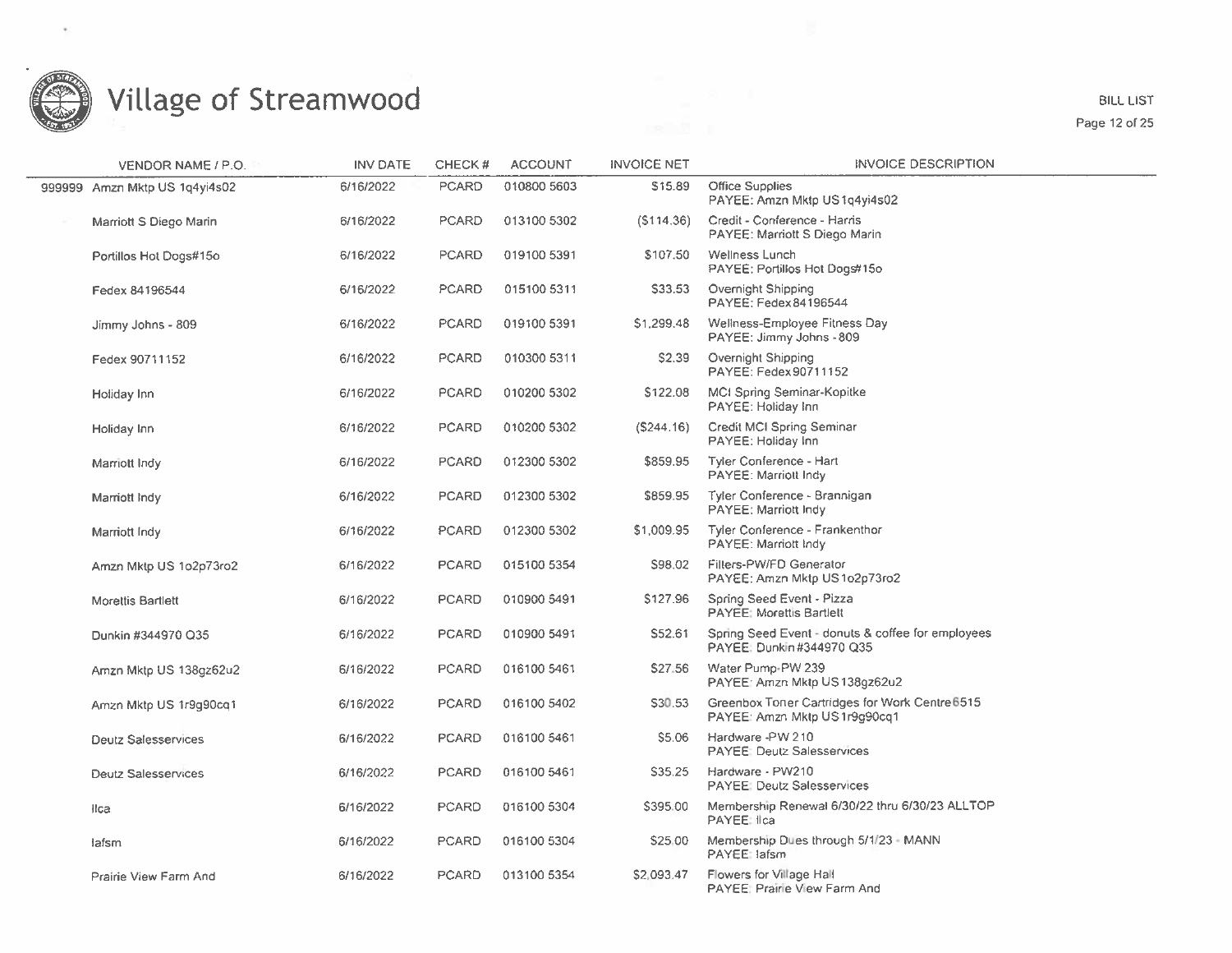# Village of Streamwood

BILL LIST

| VENDOR NAME / P.O. | INV DATE | CHECK # | ACCOUNT | INVOICE NET | INVOICE DESCRIPTION |
|---|---|---|---|---|---|
| 999999 Amzn Mktp US 1q4yi4s02 | 6/16/2022 | PCARD | 010800 5603 | $15.89 | Office Supplies PAYEE: Amzn Mktp US1q4yi4s02 |
| Marriott S Diego Marin | 6/16/2022 | PCARD | 013100 5302 | ($114.36) | Credit - Conference - Harris PAYEE: Marriott S Diego Marin |
| Portillos Hot Dogs#15o | 6/16/2022 | PCARD | 019100 5391 | $107.50 | Wellness Lunch PAYEE: Portillos Hot Dogs#15o |
| Fedex 84196544 | 6/16/2022 | PCARD | 015100 5311 | $33.53 | Overnight Shipping PAYEE: Fedex84196544 |
| Jimmy Johns - 809 | 6/16/2022 | PCARD | 019100 5391 | $1,299.48 | Wellness-Employee Fitness Day PAYEE: Jimmy Johns - 809 |
| Fedex 90711152 | 6/16/2022 | PCARD | 010300 5311 | $2.39 | Overnight Shipping PAYEE: Fedex90711152 |
| Holiday Inn | 6/16/2022 | PCARD | 010200 5302 | $122.08 | MCI Spring Seminar-Kopitke PAYEE: Holiday Inn |
| Holiday Inn | 6/16/2022 | PCARD | 010200 5302 | ($244.16) | Credit MCI Spring Seminar PAYEE: Holiday Inn |
| Marriott Indy | 6/16/2022 | PCARD | 012300 5302 | $859.95 | Tyler Conference - Hart PAYEE: Marriott Indy |
| Marriott Indy | 6/16/2022 | PCARD | 012300 5302 | $859.95 | Tyler Conference - Brannigan PAYEE: Marriott Indy |
| Marriott Indy | 6/16/2022 | PCARD | 012300 5302 | $1,009.95 | Tyler Conference - Frankenthor PAYEE: Marriott Indy |
| Amzn Mktp US 1o2p73ro2 | 6/16/2022 | PCARD | 015100 5354 | $98.02 | Filters-PW/FD Generator PAYEE: Amzn Mktp US1o2p73ro2 |
| Morettis Bartlett | 6/16/2022 | PCARD | 010900 5491 | $127.96 | Spring Seed Event - Pizza PAYEE: Morettis Bartlett |
| Dunkin #344970 Q35 | 6/16/2022 | PCARD | 010900 5491 | $52.61 | Spring Seed Event - donuts & coffee for employees PAYEE: Dunkin #344970 Q35 |
| Amzn Mktp US 138gz62u2 | 6/16/2022 | PCARD | 016100 5461 | $27.56 | Water Pump-PW 239 PAYEE: Amzn Mktp US138gz62u2 |
| Amzn Mktp US 1r9g90cq1 | 6/16/2022 | PCARD | 016100 5402 | $30.53 | Greenbox Toner Cartridges for Work Centre 6515 PAYEE: Amzn Mktp US1r9g90cq1 |
| Deutz Salesservices | 6/16/2022 | PCARD | 016100 5461 | $5.06 | Hardware -PW 210 PAYEE: Deutz Salesservices |
| Deutz Salesservices | 6/16/2022 | PCARD | 016100 5461 | $35.25 | Hardware - PW210 PAYEE: Deutz Salesservices |
| Ilca | 6/16/2022 | PCARD | 016100 5304 | $395.00 | Membership Renewal 6/30/22 thru 6/30/23 ALLTOP PAYEE: Ilca |
| Iafsm | 6/16/2022 | PCARD | 016100 5304 | $25.00 | Membership Dues through 5/1/23 - MANN PAYEE: Iafsm |
| Prairie View Farm And | 6/16/2022 | PCARD | 013100 5354 | $2,093.47 | Flowers for Village Hall PAYEE: Prairie View Farm And |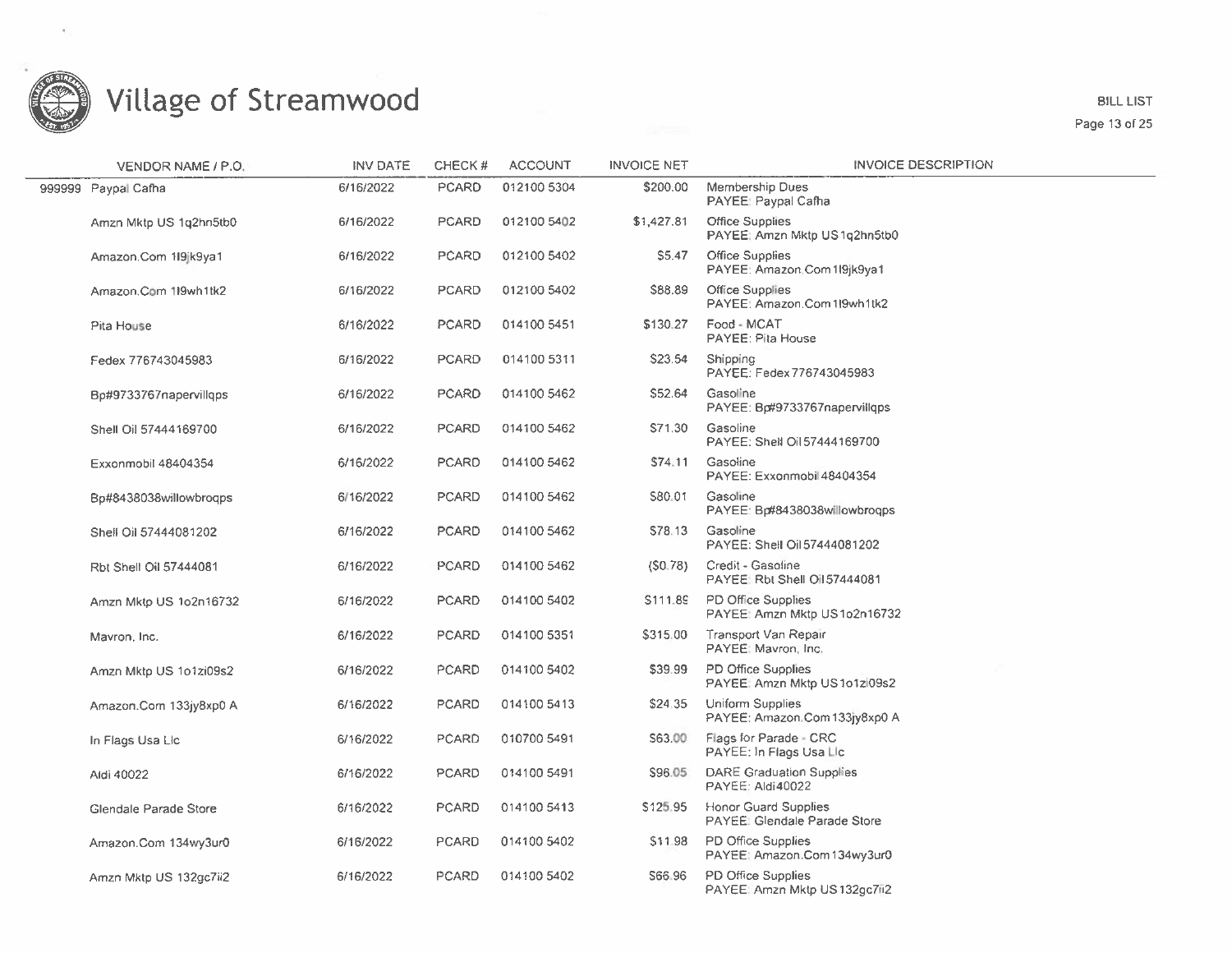# Village of Streamwood

BILL LIST

| VENDOR NAME / P.O. | INV DATE | CHECK # | ACCOUNT | INVOICE NET | INVOICE DESCRIPTION |
|---|---|---|---|---|---|
| 999999 Paypal Cafha | 6/16/2022 | PCARD | 012100 5304 | $200.00 | Membership Dues PAYEE: Paypal Cafha |
| Amzn Mktp US 1q2hn5tb0 | 6/16/2022 | PCARD | 012100 5402 | $1,427.81 | Office Supplies PAYEE: Amzn Mktp US 1q2hn5tb0 |
| Amazon.Com 1I9jk9ya1 | 6/16/2022 | PCARD | 012100 5402 | $5.47 | Office Supplies PAYEE: Amazon.Com 1I9jk9ya1 |
| Amazon.Com 1I9wh1tk2 | 6/16/2022 | PCARD | 012100 5402 | $88.89 | Office Supplies PAYEE: Amazon.Com 1I9wh1tk2 |
| Pita House | 6/16/2022 | PCARD | 014100 5451 | $130.27 | Food - MCAT PAYEE: Pita House |
| Fedex 776743045983 | 6/16/2022 | PCARD | 014100 5311 | $23.54 | Shipping PAYEE: Fedex 776743045983 |
| Bp#9733767napervillqps | 6/16/2022 | PCARD | 014100 5462 | $52.64 | Gasoline PAYEE: Bp#9733767napervillqps |
| Shell Oil 57444169700 | 6/16/2022 | PCARD | 014100 5462 | $71.30 | Gasoline PAYEE: Shell Oil 57444169700 |
| Exxonmobil 48404354 | 6/16/2022 | PCARD | 014100 5462 | $74.11 | Gasoline PAYEE: Exxonmobil 48404354 |
| Bp#8438038willowbroqps | 6/16/2022 | PCARD | 014100 5462 | $80.01 | Gasoline PAYEE: Bp#8438038willowbroqps |
| Shell Oil 57444081202 | 6/16/2022 | PCARD | 014100 5462 | $78.13 | Gasoline PAYEE: Shell Oil 57444081202 |
| Rbt Shell Oil 57444081 | 6/16/2022 | PCARD | 014100 5462 | ($0.78) | Credit - Gasoline PAYEE: Rbt Shell Oil 57444081 |
| Amzn Mktp US 1o2n16732 | 6/16/2022 | PCARD | 014100 5402 | $111.89 | PD Office Supplies PAYEE: Amzn Mktp US 1o2n16732 |
| Mavron, Inc. | 6/16/2022 | PCARD | 014100 5351 | $315.00 | Transport Van Repair PAYEE: Mavron, Inc. |
| Amzn Mktp US 1o1zi09s2 | 6/16/2022 | PCARD | 014100 5402 | $39.99 | PD Office Supplies PAYEE: Amzn Mktp US 1o1zi09s2 |
| Amazon.Com 133jy8xp0 A | 6/16/2022 | PCARD | 014100 5413 | $24.35 | Uniform Supplies PAYEE: Amazon.Com 133jy8xp0 A |
| In Flags Usa Llc | 6/16/2022 | PCARD | 010700 5491 | $63.00 | Flags for Parade - CRC PAYEE: In Flags Usa Llc |
| Aldi 40022 | 6/16/2022 | PCARD | 014100 5491 | $96.05 | DARE Graduation Supplies PAYEE: Aldi 40022 |
| Glendale Parade Store | 6/16/2022 | PCARD | 014100 5413 | $125.95 | Honor Guard Supplies PAYEE: Glendale Parade Store |
| Amazon.Com 134wy3ur0 | 6/16/2022 | PCARD | 014100 5402 | $11.98 | PD Office Supplies PAYEE: Amazon.Com 134wy3ur0 |
| Amzn Mktp US 132gc7ii2 | 6/16/2022 | PCARD | 014100 5402 | $66.96 | PD Office Supplies PAYEE: Amzn Mktp US 132gc7ii2 |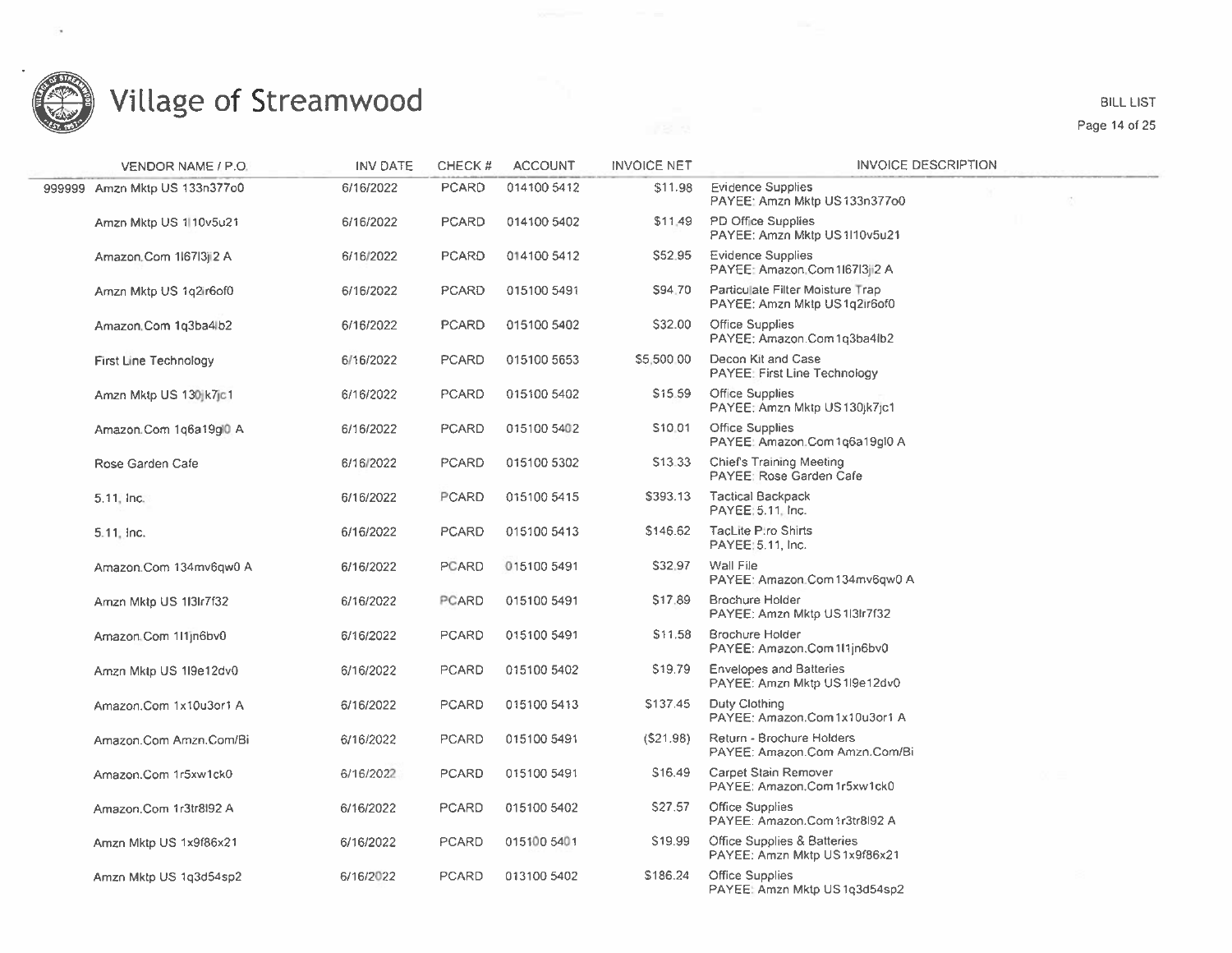# Village of Streamwood

BILL LIST

| VENDOR NAME / P.O. | INV DATE | CHECK # | ACCOUNT | INVOICE NET | INVOICE DESCRIPTION |
|---|---|---|---|---|---|
| 999999 Amzn Mktp US 133n377o0 | 6/16/2022 | PCARD | 014100 5412 | $11.98 | Evidence Supplies PAYEE: Amzn Mktp US133n377o0 |
| Amzn Mktp US 1l10v5u21 | 6/16/2022 | PCARD | 014100 5402 | $11.49 | PD Office Supplies PAYEE: Amzn Mktp US1l10v5u21 |
| Amazon.Com 1l67l3j2 A | 6/16/2022 | PCARD | 014100 5412 | $52.95 | Evidence Supplies PAYEE: Amazon.Com1l67l3j2 A |
| Amzn Mktp US 1q2ir6of0 | 6/16/2022 | PCARD | 015100 5491 | $94.70 | Particulate Filter Moisture Trap PAYEE: Amzn Mktp US1q2ir6of0 |
| Amazon.Com 1q3ba4lb2 | 6/16/2022 | PCARD | 015100 5402 | $32.00 | Office Supplies PAYEE: Amazon.Com1q3ba4lb2 |
| First Line Technology | 6/16/2022 | PCARD | 015100 5653 | $5,500.00 | Decon Kit and Case PAYEE: First Line Technology |
| Amzn Mktp US 130jk7jc1 | 6/16/2022 | PCARD | 015100 5402 | $15.59 | Office Supplies PAYEE: Amzn Mktp US130jk7jc1 |
| Amazon.Com 1q6a19gl0 A | 6/16/2022 | PCARD | 015100 5402 | $10.01 | Office Supplies PAYEE: Amazon.Com1q6a19gl0 A |
| Rose Garden Cafe | 6/16/2022 | PCARD | 015100 5302 | $13.33 | Chief's Training Meeting PAYEE: Rose Garden Cafe |
| 5.11, Inc. | 6/16/2022 | PCARD | 015100 5415 | $393.13 | Tactical Backpack PAYEE: 5.11, Inc. |
| 5.11, Inc. | 6/16/2022 | PCARD | 015100 5413 | $146.62 | TacLite Pro Shirts PAYEE: 5.11, Inc. |
| Amazon.Com 134mv6qw0 A | 6/16/2022 | PCARD | 015100 5491 | $32.97 | Wall File PAYEE: Amazon.Com134mv6qw0 A |
| Amzn Mktp US 1l3lr7f32 | 6/16/2022 | PCARD | 015100 5491 | $17.89 | Brochure Holder PAYEE: Amzn Mktp US1l3lr7f32 |
| Amazon.Com 1l1jn6bv0 | 6/16/2022 | PCARD | 015100 5491 | $11.58 | Brochure Holder PAYEE: Amazon.Com1l1jn6bv0 |
| Amzn Mktp US 1l9e12dv0 | 6/16/2022 | PCARD | 015100 5402 | $19.79 | Envelopes and Batteries PAYEE: Amzn Mktp US1l9e12dv0 |
| Amazon.Com 1x10u3or1 A | 6/16/2022 | PCARD | 015100 5413 | $137.45 | Duty Clothing PAYEE: Amazon.Com1x10u3or1 A |
| Amazon.Com Amzn.Com/Bi | 6/16/2022 | PCARD | 015100 5491 | ($21.98) | Return - Brochure Holders PAYEE: Amazon.Com Amzn.Com/Bi |
| Amazon.Com 1r5xw1ck0 | 6/16/2022 | PCARD | 015100 5491 | $16.49 | Carpet Stain Remover PAYEE: Amazon.Com1r5xw1ck0 |
| Amazon.Com 1r3tr8l92 A | 6/16/2022 | PCARD | 015100 5402 | $27.57 | Office Supplies PAYEE: Amazon.Com1r3tr8l92 A |
| Amzn Mktp US 1x9f86x21 | 6/16/2022 | PCARD | 015100 5401 | $19.99 | Office Supplies & Batteries PAYEE: Amzn Mktp US1x9f86x21 |
| Amzn Mktp US 1q3d54sp2 | 6/16/2022 | PCARD | 013100 5402 | $186.24 | Office Supplies PAYEE: Amzn Mktp US1q3d54sp2 |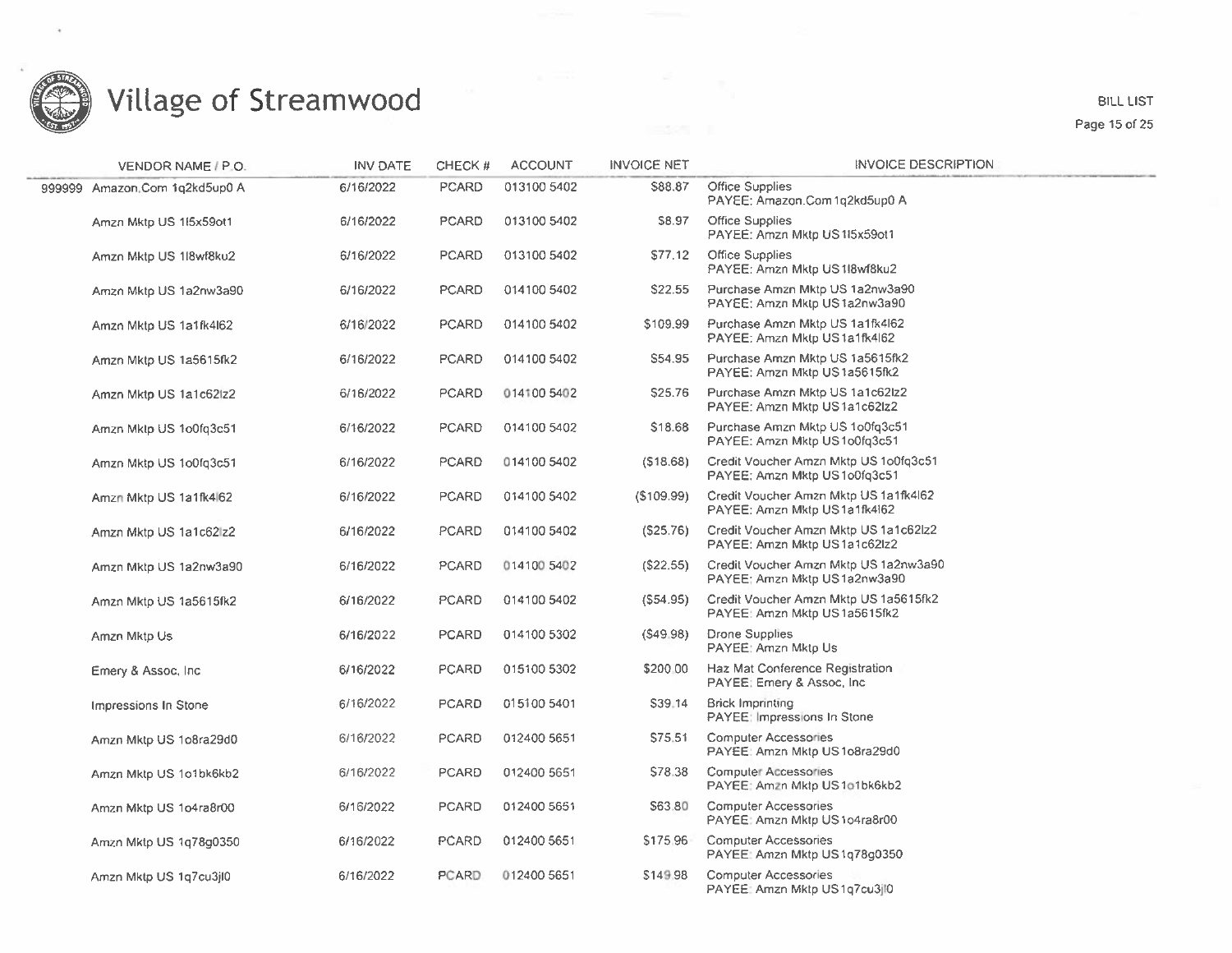# Village of Streamwood

BILL LIST

| | VENDOR NAME / P.O. | INV DATE | CHECK # | ACCOUNT | INVOICE NET | INVOICE DESCRIPTION |
|---|---|---|---|---|---|---|
| 999999 | Amazon.Com 1q2kd5up0 A | 6/16/2022 | PCARD | 013100 5402 | $88.87 | Office Supplies PAYEE: Amazon.Com 1q2kd5up0 A |
| | Amzn Mktp US 1l5x59ot1 | 6/16/2022 | PCARD | 013100 5402 | $8.97 | Office Supplies PAYEE: Amzn Mktp US 1l5x59ot1 |
| | Amzn Mktp US 1l8wf8ku2 | 6/16/2022 | PCARD | 013100 5402 | $77.12 | Office Supplies PAYEE: Amzn Mktp US 1l8wf8ku2 |
| | Amzn Mktp US 1a2nw3a90 | 6/16/2022 | PCARD | 014100 5402 | $22.55 | Purchase Amzn Mktp US 1a2nw3a90 PAYEE: Amzn Mktp US 1a2nw3a90 |
| | Amzn Mktp US 1a1fk4l62 | 6/16/2022 | PCARD | 014100 5402 | $109.99 | Purchase Amzn Mktp US 1a1fk4l62 PAYEE: Amzn Mktp US 1a1fk4l62 |
| | Amzn Mktp US 1a5615fk2 | 6/16/2022 | PCARD | 014100 5402 | $54.95 | Purchase Amzn Mktp US 1a5615fk2 PAYEE: Amzn Mktp US 1a5615fk2 |
| | Amzn Mktp US 1a1c62lz2 | 6/16/2022 | PCARD | 014100 5402 | $25.76 | Purchase Amzn Mktp US 1a1c62lz2 PAYEE: Amzn Mktp US 1a1c62lz2 |
| | Amzn Mktp US 1o0fq3c51 | 6/16/2022 | PCARD | 014100 5402 | $18.68 | Purchase Amzn Mktp US 1o0fq3c51 PAYEE: Amzn Mktp US 1o0fq3c51 |
| | Amzn Mktp US 1o0fq3c51 | 6/16/2022 | PCARD | 014100 5402 | ($18.68) | Credit Voucher Amzn Mktp US 1o0fq3c51 PAYEE: Amzn Mktp US 1o0fq3c51 |
| | Amzn Mktp US 1a1fk4l62 | 6/16/2022 | PCARD | 014100 5402 | ($109.99) | Credit Voucher Amzn Mktp US 1a1fk4l62 PAYEE: Amzn Mktp US 1a1fk4l62 |
| | Amzn Mktp US 1a1c62lz2 | 6/16/2022 | PCARD | 014100 5402 | ($25.76) | Credit Voucher Amzn Mktp US 1a1c62lz2 PAYEE: Amzn Mktp US 1a1c62lz2 |
| | Amzn Mktp US 1a2nw3a90 | 6/16/2022 | PCARD | 014100 5402 | ($22.55) | Credit Voucher Amzn Mktp US 1a2nw3a90 PAYEE: Amzn Mktp US 1a2nw3a90 |
| | Amzn Mktp US 1a5615fk2 | 6/16/2022 | PCARD | 014100 5402 | ($54.95) | Credit Voucher Amzn Mktp US 1a5615fk2 PAYEE: Amzn Mktp US 1a5615fk2 |
| | Amzn Mktp Us | 6/16/2022 | PCARD | 014100 5302 | ($49.98) | Drone Supplies PAYEE: Amzn Mktp Us |
| | Emery & Assoc, Inc | 6/16/2022 | PCARD | 015100 5302 | $200.00 | Haz Mat Conference Registration PAYEE: Emery & Assoc, Inc |
| | Impressions In Stone | 6/16/2022 | PCARD | 015100 5401 | $39.14 | Brick Imprinting PAYEE: Impressions In Stone |
| | Amzn Mktp US 1o8ra29d0 | 6/16/2022 | PCARD | 012400 5651 | $75.51 | Computer Accessories PAYEE: Amzn Mktp US 1o8ra29d0 |
| | Amzn Mktp US 1o1bk6kb2 | 6/16/2022 | PCARD | 012400 5651 | $78.38 | Computer Accessories PAYEE: Amzn Mktp US 1o1bk6kb2 |
| | Amzn Mktp US 1o4ra8r00 | 6/16/2022 | PCARD | 012400 5651 | $63.80 | Computer Accessories PAYEE: Amzn Mktp US 1o4ra8r00 |
| | Amzn Mktp US 1q78g0350 | 6/16/2022 | PCARD | 012400 5651 | $175.96 | Computer Accessories PAYEE: Amzn Mktp US 1q78g0350 |
| | Amzn Mktp US 1q7cu3jl0 | 6/16/2022 | PCARD | 012400 5651 | $149.98 | Computer Accessories PAYEE: Amzn Mktp US 1q7cu3jl0 |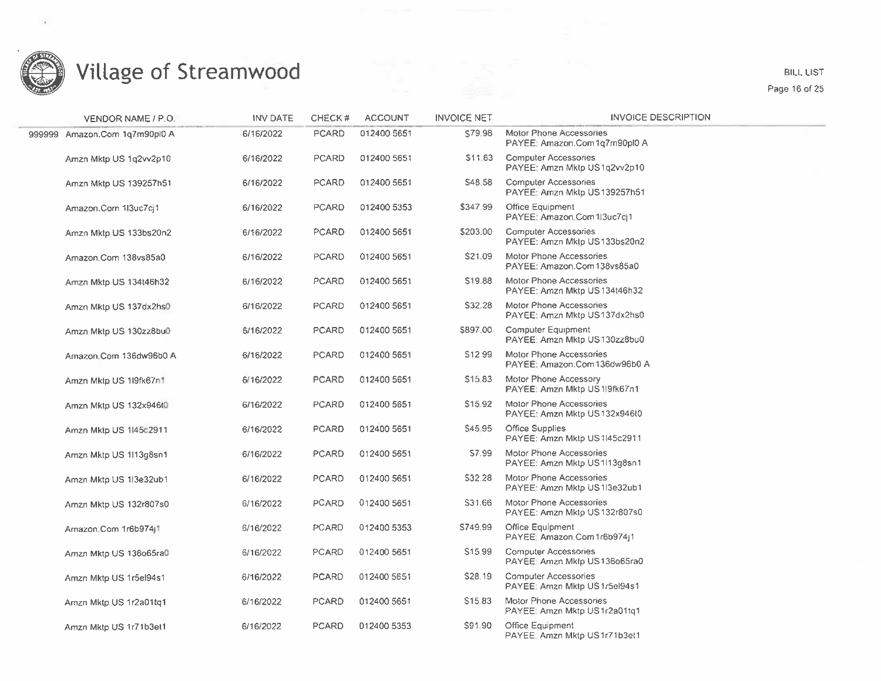# Village of Streamwood

BILL LIST

| | VENDOR NAME / P.O. | INV DATE | CHECK # | ACCOUNT | INVOICE NET | INVOICE DESCRIPTION |
|---|---|---|---|---|---|---|
| 999999 | Amazon.Com 1q7m90pl0 A | 6/16/2022 | PCARD | 012400 5651 | $79.98 | Motor Phone Accessories<br>PAYEE: Amazon.Com1q7m90pl0 A |
| | Amzn Mktp US 1q2vv2p10 | 6/16/2022 | PCARD | 012400 5651 | $11.63 | Computer Accessories<br>PAYEE: Amzn Mktp US1q2vv2p10 |
| | Amzn Mktp US 139257h51 | 6/16/2022 | PCARD | 012400 5651 | $48.58 | Computer Accessories<br>PAYEE: Amzn Mktp US139257h51 |
| | Amazon.Com 1l3uc7cj1 | 6/16/2022 | PCARD | 012400 5353 | $347.99 | Office Equipment<br>PAYEE: Amazon.Com1l3uc7cj1 |
| | Amzn Mktp US 133bs20n2 | 6/16/2022 | PCARD | 012400 5651 | $203.00 | Computer Accessories<br>PAYEE: Amzn Mktp US133bs20n2 |
| | Amazon.Com 138vs85a0 | 6/16/2022 | PCARD | 012400 5651 | $21.09 | Motor Phone Accessories<br>PAYEE: Amazon.Com138vs85a0 |
| | Amzn Mktp US 134t46h32 | 6/16/2022 | PCARD | 012400 5651 | $19.88 | Motor Phone Accessories<br>PAYEE: Amzn Mktp US134t46h32 |
| | Amzn Mktp US 137dx2hs0 | 6/16/2022 | PCARD | 012400 5651 | $32.28 | Motor Phone Accessories<br>PAYEE: Amzn Mktp US137dx2hs0 |
| | Amzn Mktp US 130zz8bu0 | 6/16/2022 | PCARD | 012400 5651 | $897.00 | Computer Equipment<br>PAYEE: Amzn Mktp US130zz8bu0 |
| | Amazon.Com 136dw96b0 A | 6/16/2022 | PCARD | 012400 5651 | $12.99 | Motor Phone Accessories<br>PAYEE: Amazon.Com136dw96b0 A |
| | Amzn Mktp US 1l9fk67n1 | 6/16/2022 | PCARD | 012400 5651 | $15.83 | Motor Phone Accessory<br>PAYEE: Amzn Mktp US1l9fk67n1 |
| | Amzn Mktp US 132x946t0 | 6/16/2022 | PCARD | 012400 5651 | $15.92 | Motor Phone Accessories<br>PAYEE: Amzn Mktp US132x946t0 |
| | Amzn Mktp US 1l45c2911 | 6/16/2022 | PCARD | 012400 5651 | $45.95 | Office Supplies<br>PAYEE: Amzn Mktp US1l45c2911 |
| | Amzn Mktp US 1l13g8sn1 | 6/16/2022 | PCARD | 012400 5651 | $7.99 | Motor Phone Accessories<br>PAYEE: Amzn Mktp US1l13g8sn1 |
| | Amzn Mktp US 1l3e32ub1 | 6/16/2022 | PCARD | 012400 5651 | $32.28 | Motor Phone Accessories<br>PAYEE: Amzn Mktp US1l3e32ub1 |
| | Amzn Mktp US 132r807s0 | 6/16/2022 | PCARD | 012400 5651 | $31.66 | Motor Phone Accessories<br>PAYEE: Amzn Mktp US132r807s0 |
| | Amazon.Com 1r6b974j1 | 6/16/2022 | PCARD | 012400 5353 | $749.99 | Office Equipment<br>PAYEE: Amazon.Com1r6b974j1 |
| | Amzn Mktp US 136o65ra0 | 6/16/2022 | PCARD | 012400 5651 | $15.99 | Computer Accessories<br>PAYEE: Amzn Mktp US136o65ra0 |
| | Amzn Mktp US 1r5el94s1 | 6/16/2022 | PCARD | 012400 5651 | $28.19 | Computer Accessories<br>PAYEE: Amzn Mktp US1r5el94s1 |
| | Amzn Mktp US 1r2a01tq1 | 6/16/2022 | PCARD | 012400 5651 | $15.83 | Motor Phone Accessories<br>PAYEE: Amzn Mktp US1r2a01tq1 |
| | Amzn Mktp US 1r71b3et1 | 6/16/2022 | PCARD | 012400 5353 | $91.90 | Office Equipment<br>PAYEE: Amzn Mktp US1r71b3et1 |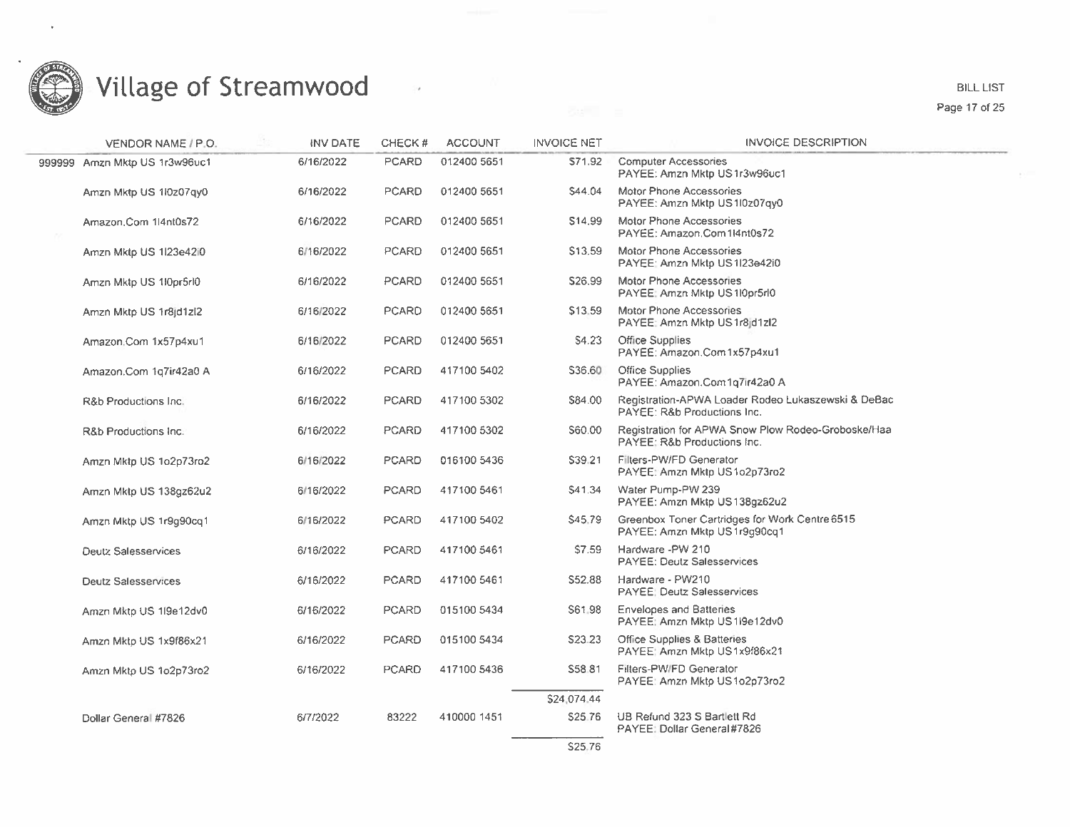# Village of Streamwood

BILL LIST

| VENDOR NAME / P.O. | INV DATE | CHECK # | ACCOUNT | INVOICE NET | INVOICE DESCRIPTION |
|---|---|---|---|---|---|
| 999999 Amzn Mktp US 1r3w96uc1 | 6/16/2022 | PCARD | 012400 5651 | $71.92 | Computer Accessories<br>PAYEE: Amzn Mktp US 1r3w96uc1 |
| Amzn Mktp US 1l0z07qy0 | 6/16/2022 | PCARD | 012400 5651 | $44.04 | Motor Phone Accessories<br>PAYEE: Amzn Mktp US 1l0z07qy0 |
| Amazon.Com 1l4nt0s72 | 6/16/2022 | PCARD | 012400 5651 | $14.99 | Motor Phone Accessories<br>PAYEE: Amazon.Com 1l4nt0s72 |
| Amzn Mktp US 1l23e42i0 | 6/16/2022 | PCARD | 012400 5651 | $13.59 | Motor Phone Accessories<br>PAYEE: Amzn Mktp US 1l23e42i0 |
| Amzn Mktp US 1l0pr5rl0 | 6/16/2022 | PCARD | 012400 5651 | $26.99 | Motor Phone Accessories<br>PAYEE: Amzn Mktp US 1l0pr5rl0 |
| Amzn Mktp US 1r8jd1zl2 | 6/16/2022 | PCARD | 012400 5651 | $13.59 | Motor Phone Accessories<br>PAYEE: Amzn Mktp US 1r8jd1zl2 |
| Amazon.Com 1x57p4xu1 | 6/16/2022 | PCARD | 012400 5651 | $4.23 | Office Supplies<br>PAYEE: Amazon.Com 1x57p4xu1 |
| Amazon.Com 1q7ir42a0 A | 6/16/2022 | PCARD | 417100 5402 | $36.60 | Office Supplies<br>PAYEE: Amazon.Com 1q7ir42a0 A |
| R&b Productions Inc. | 6/16/2022 | PCARD | 417100 5302 | $84.00 | Registration-APWA Loader Rodeo Lukaszewski & DeBac<br>PAYEE: R&b Productions Inc. |
| R&b Productions Inc. | 6/16/2022 | PCARD | 417100 5302 | $60.00 | Registration for APWA Snow Plow Rodeo-Groboske/Haa<br>PAYEE: R&b Productions Inc. |
| Amzn Mktp US 1o2p73ro2 | 6/16/2022 | PCARD | 016100 5436 | $39.21 | Filters-PW/FD Generator<br>PAYEE: Amzn Mktp US 1o2p73ro2 |
| Amzn Mktp US 138gz62u2 | 6/16/2022 | PCARD | 417100 5461 | $41.34 | Water Pump-PW 239<br>PAYEE: Amzn Mktp US 138gz62u2 |
| Amzn Mktp US 1r9g90cq1 | 6/16/2022 | PCARD | 417100 5402 | $45.79 | Greenbox Toner Cartridges for Work Centre 6515<br>PAYEE: Amzn Mktp US 1r9g90cq1 |
| Deutz Salesservices | 6/16/2022 | PCARD | 417100 5461 | $7.59 | Hardware -PW 210<br>PAYEE: Deutz Salesservices |
| Deutz Salesservices | 6/16/2022 | PCARD | 417100 5461 | $52.88 | Hardware - PW210<br>PAYEE: Deutz Salesservices |
| Amzn Mktp US 1l9e12dv0 | 6/16/2022 | PCARD | 015100 5434 | $61.98 | Envelopes and Batteries<br>PAYEE: Amzn Mktp US 1l9e12dv0 |
| Amzn Mktp US 1x9f86x21 | 6/16/2022 | PCARD | 015100 5434 | $23.23 | Office Supplies & Batteries<br>PAYEE: Amzn Mktp US 1x9f86x21 |
| Amzn Mktp US 1o2p73ro2 | 6/16/2022 | PCARD | 417100 5436 | $58.81 | Filters-PW/FD Generator<br>PAYEE: Amzn Mktp US 1o2p73ro2 |
| | | | | $24,074.44 | |
| Dollar General #7826 | 6/7/2022 | 83222 | 410000 1451 | $25.76 | UB Refund 323 S Bartlett Rd<br>PAYEE: Dollar General #7826 |
| | | | | $25.76 | |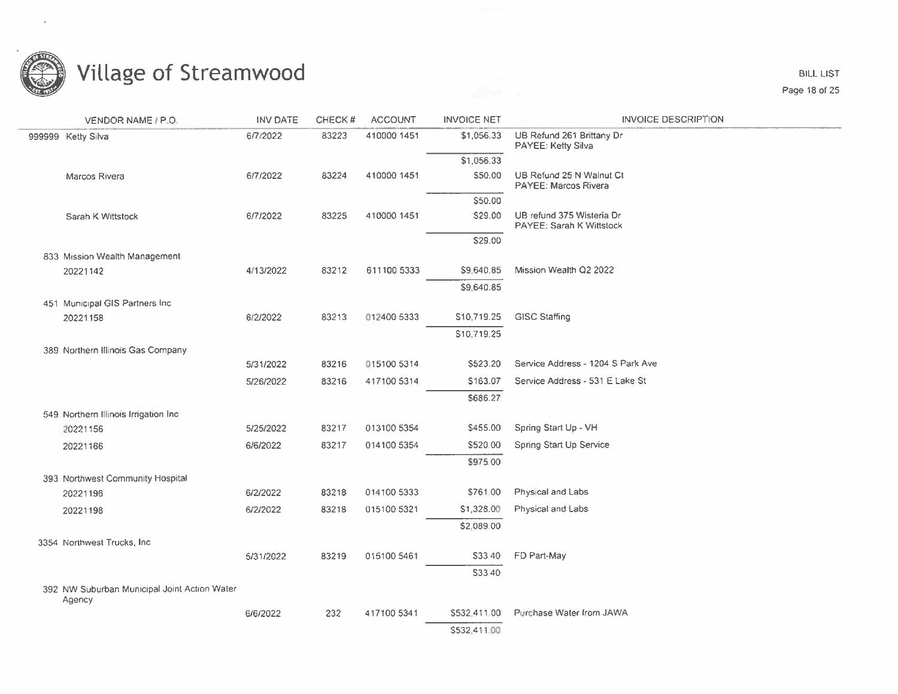# Village of Streamwood

BILL LIST

| VENDOR NAME / P.O. | INV DATE | CHECK # | ACCOUNT | INVOICE NET | INVOICE DESCRIPTION |
|---|---|---|---|---|---|
| 999999 Ketty Silva | 6/7/2022 | 83223 | 410000 1451 | $1,056.33 | UB Refund 261 Brittany Dr PAYEE: Ketty Silva |
| | | | | $1,056.33 | |
| Marcos Rivera | 6/7/2022 | 83224 | 410000 1451 | $50.00 | UB Refund 25 N Walnut Ct PAYEE: Marcos Rivera |
| | | | | $50.00 | |
| Sarah K Wittstock | 6/7/2022 | 83225 | 410000 1451 | $29.00 | UB refund 375 Wisteria Dr PAYEE: Sarah K Wittstock |
| | | | | $29.00 | |
| 833 Mission Wealth Management | | | | | |
| 20221142 | 4/13/2022 | 83212 | 611100 5333 | $9,640.85 | Mission Wealth Q2 2022 |
| | | | | $9,640.85 | |
| 451 Municipal GIS Partners Inc | | | | | |
| 20221158 | 6/2/2022 | 83213 | 012400 5333 | $10,719.25 | GISC Staffing |
| | | | | $10,719.25 | |
| 389 Northern Illinois Gas Company | | | | | |
| | 5/31/2022 | 83216 | 015100 5314 | $523.20 | Service Address - 1204 S Park Ave |
| | 5/26/2022 | 83216 | 417100 5314 | $163.07 | Service Address - 531 E Lake St |
| | | | | $686.27 | |
| 549 Northern Illinois Irrigation Inc | | | | | |
| 20221156 | 5/25/2022 | 83217 | 013100 5354 | $455.00 | Spring Start Up - VH |
| 20221166 | 6/6/2022 | 83217 | 014100 5354 | $520.00 | Spring Start Up Service |
| | | | | $975.00 | |
| 393 Northwest Community Hospital | | | | | |
| 20221196 | 6/2/2022 | 83218 | 014100 5333 | $761.00 | Physical and Labs |
| 20221198 | 6/2/2022 | 83218 | 015100 5321 | $1,328.00 | Physical and Labs |
| | | | | $2,089.00 | |
| 3354 Northwest Trucks, Inc | | | | | |
| | 5/31/2022 | 83219 | 015100 5461 | $33.40 | FD Part-May |
| | | | | $33.40 | |
| 392 NW Suburban Municipal Joint Action Water Agency | | | | | |
| | 6/6/2022 | 232 | 417100 5341 | $532,411.00 | Purchase Water from JAWA |
| | | | | $532,411.00 | |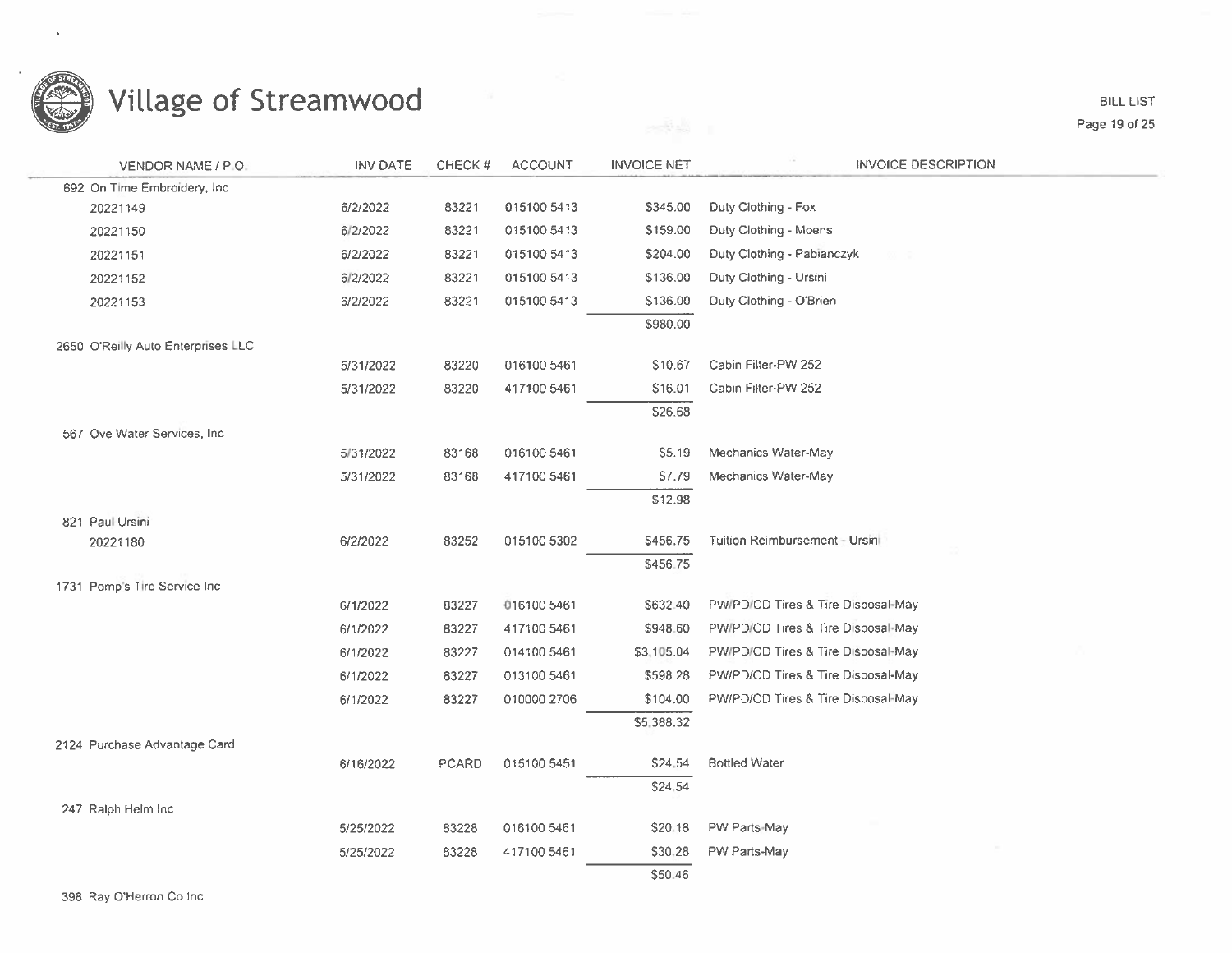# Village of Streamwood

BILL LIST

| VENDOR NAME / P.O. | INV DATE | CHECK # | ACCOUNT | INVOICE NET | INVOICE DESCRIPTION |
|---|---|---|---|---|---|
| 692 On Time Embroidery, Inc | | | | | |
| 20221149 | 6/2/2022 | 83221 | 015100 5413 | $345.00 | Duty Clothing - Fox |
| 20221150 | 6/2/2022 | 83221 | 015100 5413 | $159.00 | Duty Clothing - Moens |
| 20221151 | 6/2/2022 | 83221 | 015100 5413 | $204.00 | Duty Clothing - Pabianczyk |
| 20221152 | 6/2/2022 | 83221 | 015100 5413 | $136.00 | Duty Clothing - Ursini |
| 20221153 | 6/2/2022 | 83221 | 015100 5413 | $136.00 | Duty Clothing - O'Brien |
| | | | | $980.00 | |
| 2650 O'Reilly Auto Enterprises LLC | | | | | |
| | 5/31/2022 | 83220 | 016100 5461 | $10.67 | Cabin Filter-PW 252 |
| | 5/31/2022 | 83220 | 417100 5461 | $16.01 | Cabin Filter-PW 252 |
| | | | | $26.68 | |
| 567 Ove Water Services, Inc | | | | | |
| | 5/31/2022 | 83168 | 016100 5461 | $5.19 | Mechanics Water-May |
| | 5/31/2022 | 83168 | 417100 5461 | $7.79 | Mechanics Water-May |
| | | | | $12.98 | |
| 821 Paul Ursini | | | | | |
| 20221180 | 6/2/2022 | 83252 | 015100 5302 | $456.75 | Tuition Reimbursement - Ursini |
| | | | | $456.75 | |
| 1731 Pomp's Tire Service Inc | | | | | |
| | 6/1/2022 | 83227 | 016100 5461 | $632.40 | PW/PD/CD Tires & Tire Disposal-May |
| | 6/1/2022 | 83227 | 417100 5461 | $948.60 | PW/PD/CD Tires & Tire Disposal-May |
| | 6/1/2022 | 83227 | 014100 5461 | $3,105.04 | PW/PD/CD Tires & Tire Disposal-May |
| | 6/1/2022 | 83227 | 013100 5461 | $598.28 | PW/PD/CD Tires & Tire Disposal-May |
| | 6/1/2022 | 83227 | 010000 2706 | $104.00 | PW/PD/CD Tires & Tire Disposal-May |
| | | | | $5,388.32 | |
| 2124 Purchase Advantage Card | | | | | |
| | 6/16/2022 | PCARD | 015100 5451 | $24.54 | Bottled Water |
| | | | | $24.54 | |
| 247 Ralph Helm Inc | | | | | |
| | 5/25/2022 | 83228 | 016100 5461 | $20.18 | PW Parts-May |
| | 5/25/2022 | 83228 | 417100 5461 | $30.28 | PW Parts-May |
| | | | | $50.46 | |
| 398 Ray O'Herron Co Inc | | | | | |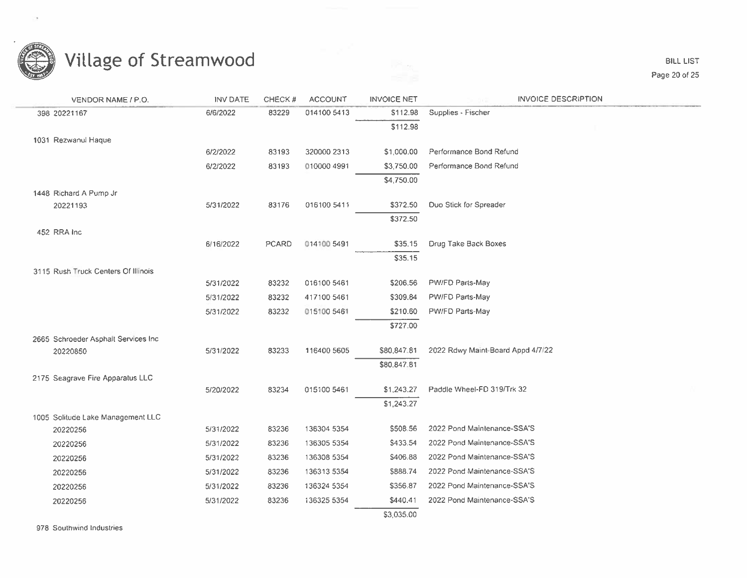# Village of Streamwood

BILL LIST

| VENDOR NAME / P.O. | INV DATE | CHECK # | ACCOUNT | INVOICE NET | INVOICE DESCRIPTION |
|---|---|---|---|---|---|
| 398 20221167 | 6/6/2022 | 83229 | 014100 5413 | $112.98 | Supplies - Fischer |
| | | | | $112.98 | |
| 1031 Rezwanul Haque | | | | | |
| | 6/2/2022 | 83193 | 320000 2313 | $1,000.00 | Performance Bond Refund |
| | 6/2/2022 | 83193 | 010000 4991 | $3,750.00 | Performance Bond Refund |
| | | | | $4,750.00 | |
| 1448 Richard A Pump Jr | | | | | |
| 20221193 | 5/31/2022 | 83176 | 016100 5411 | $372.50 | Duo Stick for Spreader |
| | | | | $372.50 | |
| 452 RRA Inc | | | | | |
| | 6/16/2022 | PCARD | 014100 5491 | $35.15 | Drug Take Back Boxes |
| | | | | $35.15 | |
| 3115 Rush Truck Centers Of Illinois | | | | | |
| | 5/31/2022 | 83232 | 016100 5461 | $206.56 | PW/FD Parts-May |
| | 5/31/2022 | 83232 | 417100 5461 | $309.84 | PW/FD Parts-May |
| | 5/31/2022 | 83232 | 015100 5461 | $210.60 | PW/FD Parts-May |
| | | | | $727.00 | |
| 2665 Schroeder Asphalt Services Inc | | | | | |
| 20220850 | 5/31/2022 | 83233 | 116400 5605 | $80,847.81 | 2022 Rdwy Maint-Board Appd 4/7/22 |
| | | | | $80,847.81 | |
| 2175 Seagrave Fire Apparatus LLC | | | | | |
| | 5/20/2022 | 83234 | 015100 5461 | $1,243.27 | Paddle Wheel-FD 319/Trk 32 |
| | | | | $1,243.27 | |
| 1005 Solitude Lake Management LLC | | | | | |
| 20220256 | 5/31/2022 | 83236 | 136304 5354 | $508.56 | 2022 Pond Maintenance-SSA'S |
| 20220256 | 5/31/2022 | 83236 | 136305 5354 | $433.54 | 2022 Pond Maintenance-SSA'S |
| 20220256 | 5/31/2022 | 83236 | 136308 5354 | $406.88 | 2022 Pond Maintenance-SSA'S |
| 20220256 | 5/31/2022 | 83236 | 136313 5354 | $888.74 | 2022 Pond Maintenance-SSA'S |
| 20220256 | 5/31/2022 | 83236 | 136324 5354 | $356.87 | 2022 Pond Maintenance-SSA'S |
| 20220256 | 5/31/2022 | 83236 | 136325 5354 | $440.41 | 2022 Pond Maintenance-SSA'S |
| | | | | $3,035.00 | |
| 978 Southwind Industries | | | | | |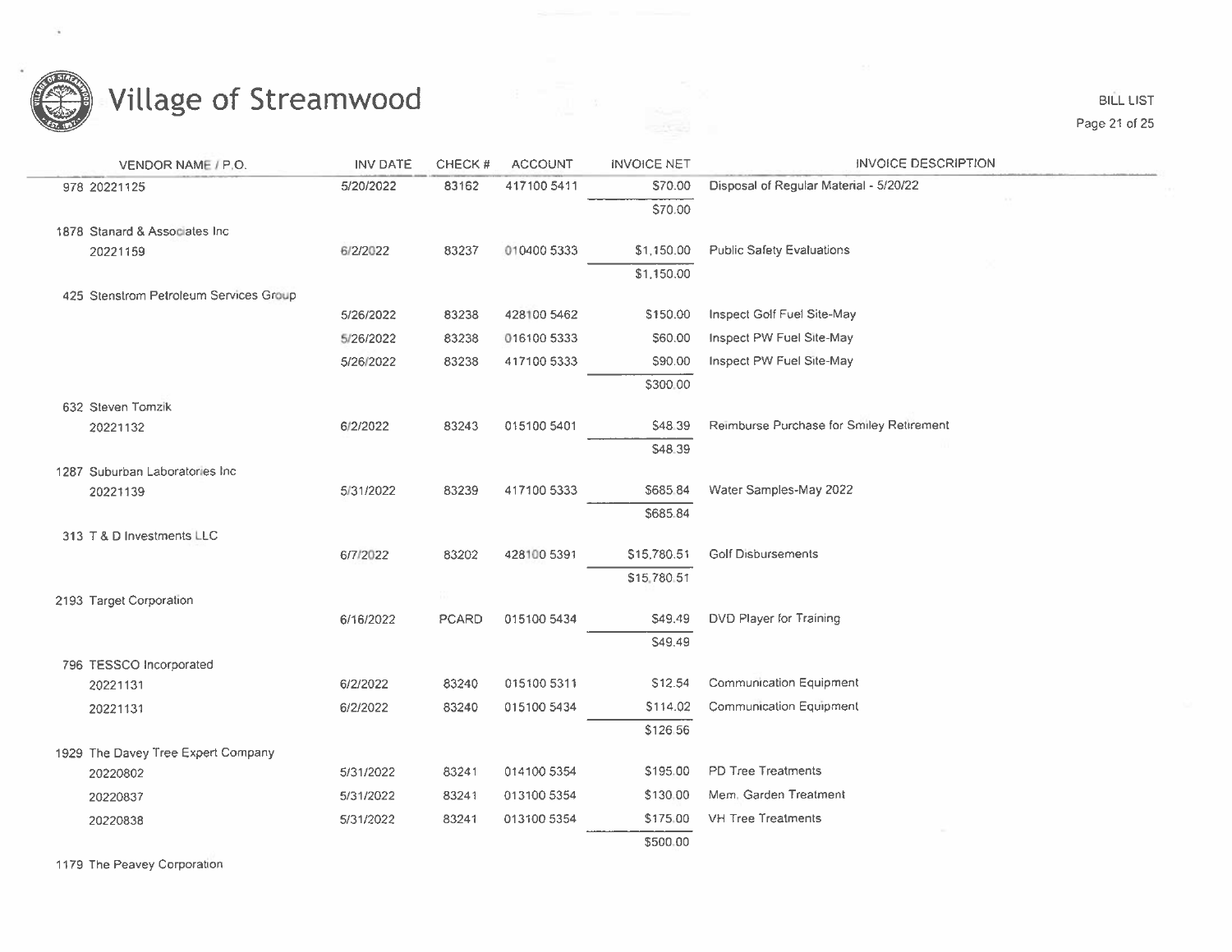| VENDOR NAME / P.O. | INV DATE | CHECK # | ACCOUNT | INVOICE NET | INVOICE DESCRIPTION |
|---|---|---|---|---|---|
| 978 20221125 | 5/20/2022 | 83162 | 417100 5411 | $70.00 | Disposal of Regular Material - 5/20/22 |
| | | | | $70.00 | |
| 1878 Stanard & Associates Inc | | | | | |
| 20221159 | 6/2/2022 | 83237 | 010400 5333 | $1,150.00 | Public Safety Evaluations |
| | | | | $1,150.00 | |
| 425 Stenstrom Petroleum Services Group | | | | | |
| | 5/26/2022 | 83238 | 428100 5462 | $150.00 | Inspect Golf Fuel Site-May |
| | 5/26/2022 | 83238 | 016100 5333 | $60.00 | Inspect PW Fuel Site-May |
| | 5/26/2022 | 83238 | 417100 5333 | $90.00 | Inspect PW Fuel Site-May |
| | | | | $300.00 | |
| 632 Steven Tomzik | | | | | |
| 20221132 | 6/2/2022 | 83243 | 015100 5401 | $48.39 | Reimburse Purchase for Smiley Retirement |
| | | | | $48.39 | |
| 1287 Suburban Laboratories Inc | | | | | |
| 20221139 | 5/31/2022 | 83239 | 417100 5333 | $685.84 | Water Samples-May 2022 |
| | | | | $685.84 | |
| 313 T & D Investments LLC | | | | | |
| | 6/7/2022 | 83202 | 428100 5391 | $15,780.51 | Golf Disbursements |
| | | | | $15,780.51 | |
| 2193 Target Corporation | | | | | |
| | 6/16/2022 | PCARD | 015100 5434 | $49.49 | DVD Player for Training |
| | | | | $49.49 | |
| 796 TESSCO Incorporated | | | | | |
| 20221131 | 6/2/2022 | 83240 | 015100 5311 | $12.54 | Communication Equipment |
| 20221131 | 6/2/2022 | 83240 | 015100 5434 | $114.02 | Communication Equipment |
| | | | | $126.56 | |
| 1929 The Davey Tree Expert Company | | | | | |
| 20220802 | 5/31/2022 | 83241 | 014100 5354 | $195.00 | PD Tree Treatments |
| 20220837 | 5/31/2022 | 83241 | 013100 5354 | $130.00 | Mem. Garden Treatment |
| 20220838 | 5/31/2022 | 83241 | 013100 5354 | $175.00 | VH Tree Treatments |
| | | | | $500.00 | |
| 1179 The Peavey Corporation | | | | | |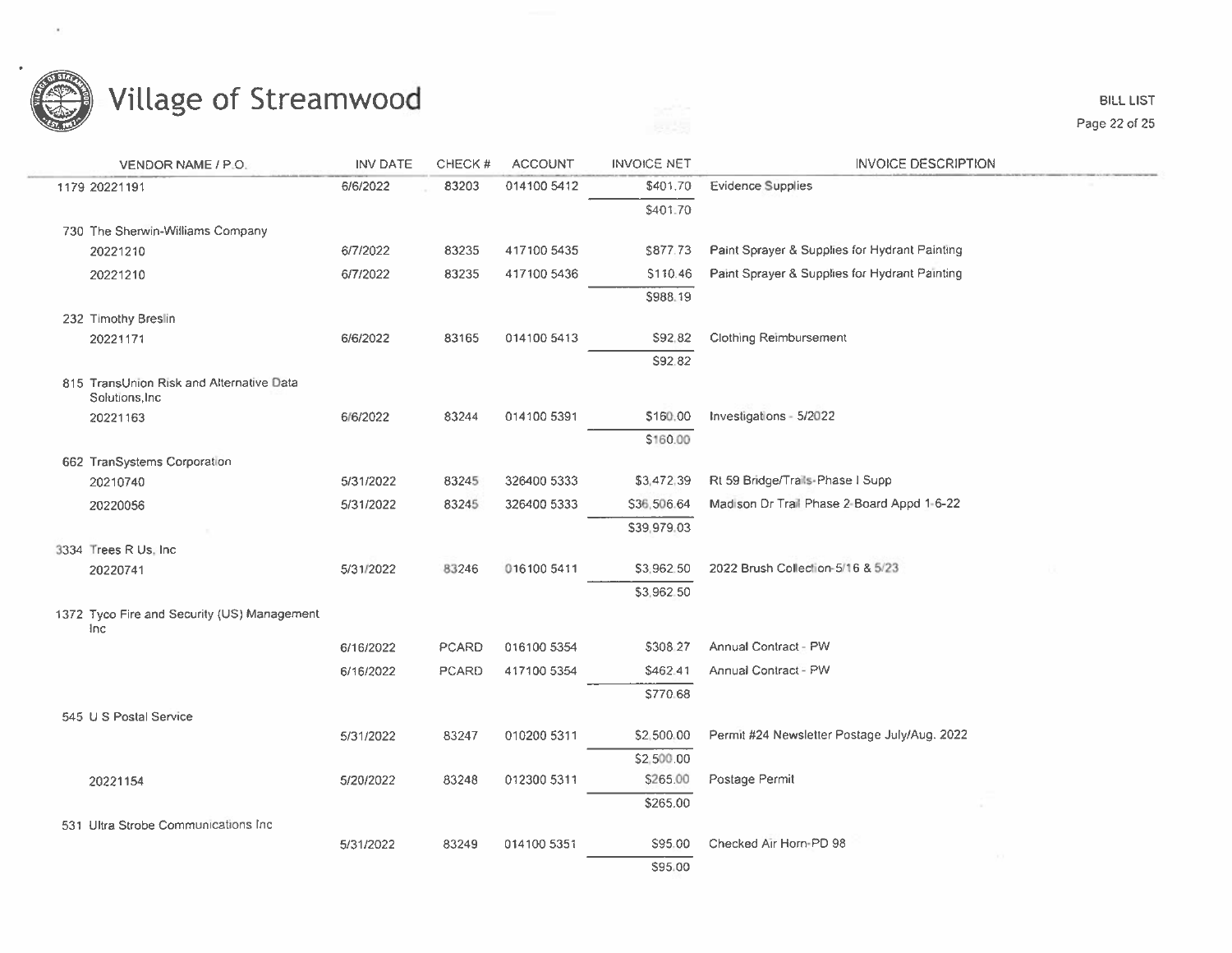# Village of Streamwood

BILL LIST

| VENDOR NAME / P.O. | INV DATE | CHECK # | ACCOUNT | INVOICE NET | INVOICE DESCRIPTION |
|---|---|---|---|---|---|
| 1179 20221191 | 6/6/2022 | 83203 | 014100 5412 | $401.70 | Evidence Supplies |
| | | | | $401.70 | |
| 730 The Sherwin-Williams Company | | | | | |
| 20221210 | 6/7/2022 | 83235 | 417100 5435 | $877.73 | Paint Sprayer & Supplies for Hydrant Painting |
| 20221210 | 6/7/2022 | 83235 | 417100 5436 | $110.46 | Paint Sprayer & Supplies for Hydrant Painting |
| | | | | $988.19 | |
| 232 Timothy Breslin | | | | | |
| 20221171 | 6/6/2022 | 83165 | 014100 5413 | $92.82 | Clothing Reimbursement |
| | | | | $92.82 | |
| 815 TransUnion Risk and Alternative Data Solutions,Inc | | | | | |
| 20221163 | 6/6/2022 | 83244 | 014100 5391 | $160.00 | Investigations - 5/2022 |
| | | | | $160.00 | |
| 662 TranSystems Corporation | | | | | |
| 20210740 | 5/31/2022 | 83245 | 326400 5333 | $3,472.39 | Rt 59 Bridge/Trails-Phase I Supp |
| 20220056 | 5/31/2022 | 83245 | 326400 5333 | $36,506.64 | Madison Dr Trail Phase 2-Board Appd 1-6-22 |
| | | | | $39,979.03 | |
| 3334 Trees R Us, Inc | | | | | |
| 20220741 | 5/31/2022 | 83246 | 016100 5411 | $3,962.50 | 2022 Brush Collection-5/16 & 5/23 |
| | | | | $3,962.50 | |
| 1372 Tyco Fire and Security (US) Management Inc | | | | | |
| | 6/16/2022 | PCARD | 016100 5354 | $308.27 | Annual Contract - PW |
| | 6/16/2022 | PCARD | 417100 5354 | $462.41 | Annual Contract - PW |
| | | | | $770.68 | |
| 545 U S Postal Service | | | | | |
| | 5/31/2022 | 83247 | 010200 5311 | $2,500.00 | Permit #24 Newsletter Postage July/Aug. 2022 |
| | | | | $2,500.00 | |
| 20221154 | 5/20/2022 | 83248 | 012300 5311 | $265.00 | Postage Permit |
| | | | | $265.00 | |
| 531 Ultra Strobe Communications Inc | | | | | |
| | 5/31/2022 | 83249 | 014100 5351 | $95.00 | Checked Air Horn-PD 98 |
| | | | | $95.00 | |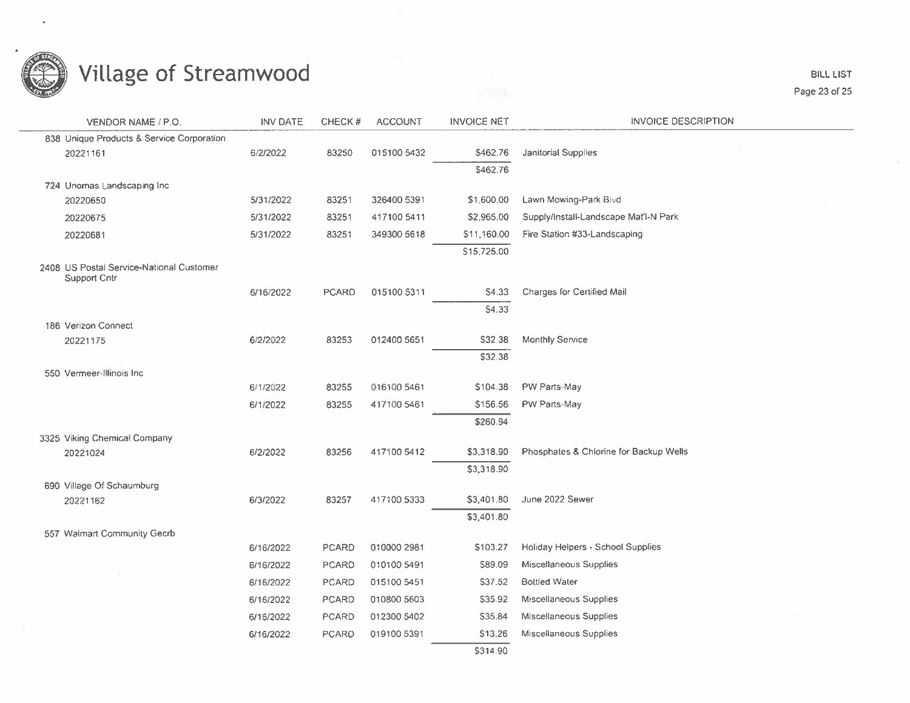# Village of Streamwood

BILL LIST

| VENDOR NAME / P.O. | INV DATE | CHECK # | ACCOUNT | INVOICE NET | INVOICE DESCRIPTION |
|---|---|---|---|---|---|
| 838 Unique Products & Service Corporation | | | | | |
| 20221161 | 6/2/2022 | 83250 | 015100 5432 | $462.76 | Janitorial Supplies |
| | | | | $462.76 | |
| 724 Unomas Landscaping Inc | | | | | |
| 20220650 | 5/31/2022 | 83251 | 326400 5391 | $1,600.00 | Lawn Mowing-Park Blvd |
| 20220675 | 5/31/2022 | 83251 | 417100 5411 | $2,965.00 | Supply/Install-Landscape Mat'l-N Park |
| 20220681 | 5/31/2022 | 83251 | 349300 5618 | $11,160.00 | Fire Station #33-Landscaping |
| | | | | $15,725.00 | |
| 2408 US Postal Service-National Customer Support Cntr | | | | | |
| | 6/16/2022 | PCARD | 015100 5311 | $4.33 | Charges for Certified Mail |
| | | | | $4.33 | |
| 186 Verizon Connect | | | | | |
| 20221175 | 6/2/2022 | 83253 | 012400 5651 | $32.38 | Monthly Service |
| | | | | $32.38 | |
| 550 Vermeer-Illinois Inc | | | | | |
| | 6/1/2022 | 83255 | 016100 5461 | $104.38 | PW Parts-May |
| | 6/1/2022 | 83255 | 417100 5461 | $156.56 | PW Parts-May |
| | | | | $260.94 | |
| 3325 Viking Chemical Company | | | | | |
| 20221024 | 6/2/2022 | 83256 | 417100 5412 | $3,318.90 | Phosphates & Chlorine for Backup Wells |
| | | | | $3,318.90 | |
| 690 Village Of Schaumburg | | | | | |
| 20221162 | 6/3/2022 | 83257 | 417100 5333 | $3,401.80 | June 2022 Sewer |
| | | | | $3,401.80 | |
| 557 Walmart Community Gecrb | | | | | |
| | 6/16/2022 | PCARD | 010000 2981 | $103.27 | Holiday Helpers - School Supplies |
| | 6/16/2022 | PCARD | 010100 5491 | $89.09 | Miscellaneous Supplies |
| | 6/16/2022 | PCARD | 015100 5451 | $37.52 | Bottled Water |
| | 6/16/2022 | PCARD | 010800 5603 | $35.92 | Miscellaneous Supplies |
| | 6/16/2022 | PCARD | 012300 5402 | $35.84 | Miscellaneous Supplies |
| | 6/16/2022 | PCARD | 019100 5391 | $13.26 | Miscellaneous Supplies |
| | | | | $314.90 | |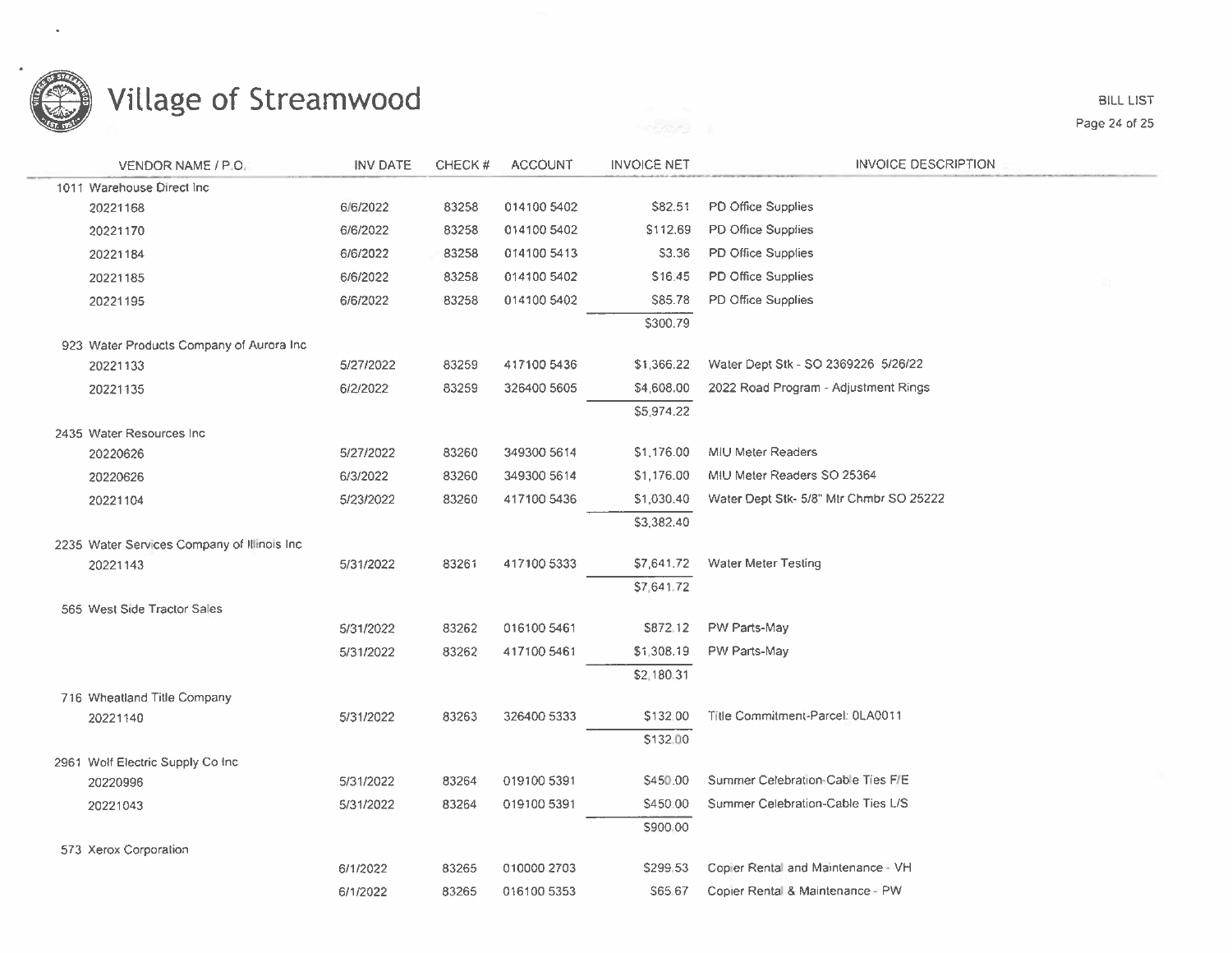# Village of Streamwood

BILL LIST

| VENDOR NAME / P.O. | INV DATE | CHECK # | ACCOUNT | INVOICE NET | INVOICE DESCRIPTION |
|---|---|---|---|---|---|
| 1011 Warehouse Direct Inc | | | | | |
| 20221168 | 6/6/2022 | 83258 | 014100 5402 | $82.51 | PD Office Supplies |
| 20221170 | 6/6/2022 | 83258 | 014100 5402 | $112.69 | PD Office Supplies |
| 20221184 | 6/6/2022 | 83258 | 014100 5413 | $3.36 | PD Office Supplies |
| 20221185 | 6/6/2022 | 83258 | 014100 5402 | $16.45 | PD Office Supplies |
| 20221195 | 6/6/2022 | 83258 | 014100 5402 | $85.78 | PD Office Supplies |
| | | | | $300.79 | |
| 923 Water Products Company of Aurora Inc | | | | | |
| 20221133 | 5/27/2022 | 83259 | 417100 5436 | $1,366.22 | Water Dept Stk - SO 2369226 5/26/22 |
| 20221135 | 6/2/2022 | 83259 | 326400 5605 | $4,608.00 | 2022 Road Program - Adjustment Rings |
| | | | | $5,974.22 | |
| 2435 Water Resources Inc | | | | | |
| 20220626 | 5/27/2022 | 83260 | 349300 5614 | $1,176.00 | MIU Meter Readers |
| 20220626 | 6/3/2022 | 83260 | 349300 5614 | $1,176.00 | MIU Meter Readers SO 25364 |
| 20221104 | 5/23/2022 | 83260 | 417100 5436 | $1,030.40 | Water Dept Stk- 5/8" Mtr Chmbr SO 25222 |
| | | | | $3,382.40 | |
| 2235 Water Services Company of Illinois Inc | | | | | |
| 20221143 | 5/31/2022 | 83261 | 417100 5333 | $7,641.72 | Water Meter Testing |
| | | | | $7,641.72 | |
| 565 West Side Tractor Sales | | | | | |
| | 5/31/2022 | 83262 | 016100 5461 | $872.12 | PW Parts-May |
| | 5/31/2022 | 83262 | 417100 5461 | $1,308.19 | PW Parts-May |
| | | | | $2,180.31 | |
| 716 Wheatland Title Company | | | | | |
| 20221140 | 5/31/2022 | 83263 | 326400 5333 | $132.00 | Title Commitment-Parcel: 0LA0011 |
| | | | | $132.00 | |
| 2961 Wolf Electric Supply Co Inc | | | | | |
| 20220996 | 5/31/2022 | 83264 | 019100 5391 | $450.00 | Summer Celebration-Cable Ties F/E |
| 20221043 | 5/31/2022 | 83264 | 019100 5391 | $450.00 | Summer Celebration-Cable Ties L/S |
| | | | | $900.00 | |
| 573 Xerox Corporation | | | | | |
| | 6/1/2022 | 83265 | 010000 2703 | $299.53 | Copier Rental and Maintenance - VH |
| | 6/1/2022 | 83265 | 016100 5353 | $65.67 | Copier Rental & Maintenance - PW |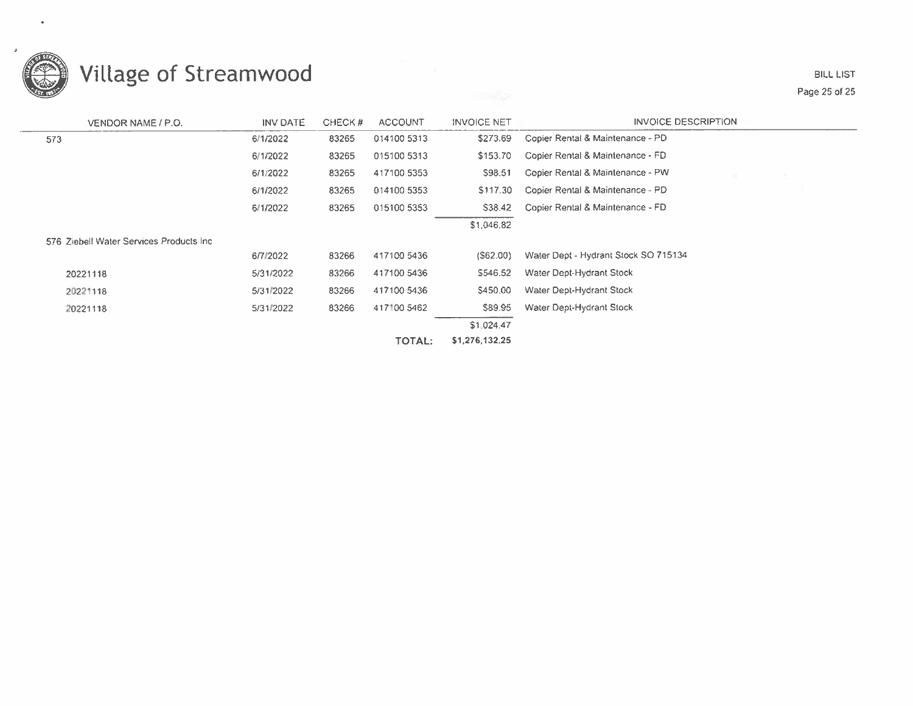# Village of Streamwood

BILL LIST

| VENDOR NAME / P.O. | INV DATE | CHECK # | ACCOUNT | INVOICE NET | INVOICE DESCRIPTION |
|---|---|---|---|---|---|
| 573 | 6/1/2022 | 83265 | 014100 5313 | $273.69 | Copier Rental & Maintenance - PD |
| | 6/1/2022 | 83265 | 015100 5313 | $153.70 | Copier Rental & Maintenance - FD |
| | 6/1/2022 | 83265 | 417100 5353 | $98.51 | Copier Rental & Maintenance - PW |
| | 6/1/2022 | 83265 | 014100 5353 | $117.30 | Copier Rental & Maintenance - PD |
| | 6/1/2022 | 83265 | 015100 5353 | $38.42 | Copier Rental & Maintenance - FD |
| | | | | $1,046.82 | |
| 576 Ziebell Water Services Products Inc | | | | | |
| | 6/7/2022 | 83266 | 417100 5436 | ($62.00) | Water Dept - Hydrant Stock SO 715134 |
| 20221118 | 5/31/2022 | 83266 | 417100 5436 | $546.52 | Water Dept-Hydrant Stock |
| 20221118 | 5/31/2022 | 83266 | 417100 5436 | $450.00 | Water Dept-Hydrant Stock |
| 20221118 | 5/31/2022 | 83266 | 417100 5462 | $89.95 | Water Dept-Hydrant Stock |
| | | | | $1,024.47 | |
| | | | TOTAL: | $1,276,132.25 | |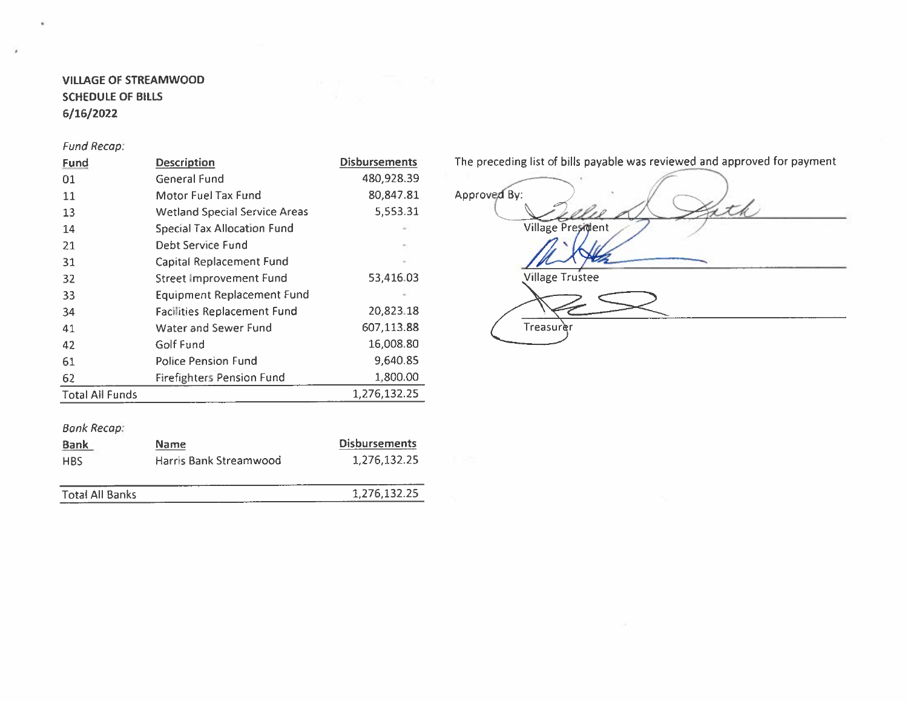**VILLAGE OF STREAMWOOD**
**SCHEDULE OF BILLS**
**6/16/2022**

*Fund Recap:*

| Fund | Description | Disbursements |
|---|---|---|
| 01 | General Fund | 480,928.39 |
| 11 | Motor Fuel Tax Fund | 80,847.81 |
| 13 | Wetland Special Service Areas | 5,553.31 |
| 14 | Special Tax Allocation Fund | - |
| 21 | Debt Service Fund | - |
| 31 | Capital Replacement Fund | - |
| 32 | Street Improvement Fund | 53,416.03 |
| 33 | Equipment Replacement Fund | - |
| 34 | Facilities Replacement Fund | 20,823.18 |
| 41 | Water and Sewer Fund | 607,113.88 |
| 42 | Golf Fund | 16,008.80 |
| 61 | Police Pension Fund | 9,640.85 |
| 62 | Firefighters Pension Fund | 1,800.00 |
| Total All Funds | | 1,276,132.25 |

*Bank Recap:*

| Bank | Name | Disbursements |
|---|---|---|
| HBS | Harris Bank Streamwood | 1,276,132.25 |
| Total All Banks | | 1,276,132.25 |

The preceding list of bills payable was reviewed and approved for payment

Approved By:

Village President

Village Trustee

Treasurer